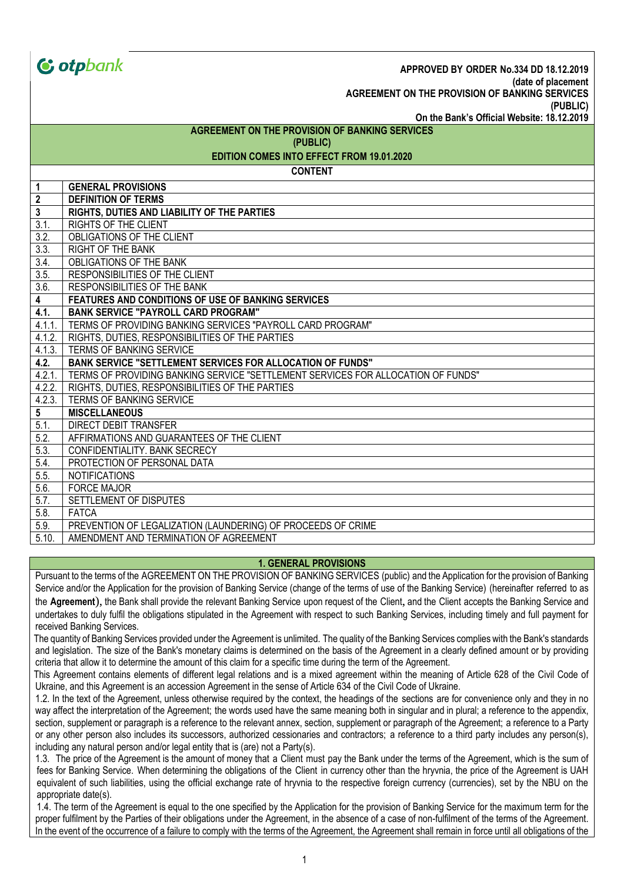otpbank

**APPROVED BY ORDER No.334 DD 18.12.2019**
**(date of placement**
**AGREEMENT ON THE PROVISION OF BANKING SERVICES**
**(PUBLIC)**
**On the Bank's Official Website: 18.12.2019**

# AGREEMENT ON THE PROVISION OF BANKING SERVICES
## (PUBLIC)
## EDITION COMES INTO EFFECT FROM 19.01.2020

**CONTENT**

| | |
|---|---|
| **1** | **GENERAL PROVISIONS** |
| **2** | **DEFINITION OF TERMS** |
| **3** | **RIGHTS, DUTIES AND LIABILITY OF THE PARTIES** |
| 3.1. | RIGHTS OF THE CLIENT |
| 3.2. | OBLIGATIONS OF THE CLIENT |
| 3.3. | RIGHT OF THE BANK |
| 3.4. | OBLIGATIONS OF THE BANK |
| 3.5. | RESPONSIBILITIES OF THE CLIENT |
| 3.6. | RESPONSIBILITIES OF THE BANK |
| **4** | **FEATURES AND CONDITIONS OF USE OF BANKING SERVICES** |
| **4.1.** | **BANK SERVICE "PAYROLL CARD PROGRAM"** |
| 4.1.1. | TERMS OF PROVIDING BANKING SERVICES "PAYROLL CARD PROGRAM" |
| 4.1.2. | RIGHTS, DUTIES, RESPONSIBILITIES OF THE PARTIES |
| 4.1.3. | TERMS OF BANKING SERVICE |
| **4.2.** | **BANK SERVICE "SETTLEMENT SERVICES FOR ALLOCATION OF FUNDS"** |
| 4.2.1. | TERMS OF PROVIDING BANKING SERVICE "SETTLEMENT SERVICES FOR ALLOCATION OF FUNDS" |
| 4.2.2. | RIGHTS, DUTIES, RESPONSIBILITIES OF THE PARTIES |
| 4.2.3. | TERMS OF BANKING SERVICE |
| **5** | **MISCELLANEOUS** |
| 5.1. | DIRECT DEBIT TRANSFER |
| 5.2. | AFFIRMATIONS AND GUARANTEES OF THE CLIENT |
| 5.3. | CONFIDENTIALITY. BANK SECRECY |
| 5.4. | PROTECTION OF PERSONAL DATA |
| 5.5. | NOTIFICATIONS |
| 5.6. | FORCE MAJOR |
| 5.7. | SETTLEMENT OF DISPUTES |
| 5.8. | FATCA |
| 5.9. | PREVENTION OF LEGALIZATION (LAUNDERING) OF PROCEEDS OF CRIME |
| 5.10. | AMENDMENT AND TERMINATION OF AGREEMENT |

## 1. GENERAL PROVISIONS

Pursuant to the terms of the AGREEMENT ON THE PROVISION OF BANKING SERVICES (public) and the Application for the provision of Banking Service and/or the Application for the provision of Banking Service (change of the terms of use of the Banking Service) (hereinafter referred to as the **Agreement**), the Bank shall provide the relevant Banking Service upon request of the Client, and the Client accepts the Banking Service and undertakes to duly fulfil the obligations stipulated in the Agreement with respect to such Banking Services, including timely and full payment for received Banking Services.

The quantity of Banking Services provided under the Agreement is unlimited. The quality of the Banking Services complies with the Bank's standards and legislation. The size of the Bank's monetary claims is determined on the basis of the Agreement in a clearly defined amount or by providing criteria that allow it to determine the amount of this claim for a specific time during the term of the Agreement.

This Agreement contains elements of different legal relations and is a mixed agreement within the meaning of Article 628 of the Civil Code of Ukraine, and this Agreement is an accession Agreement in the sense of Article 634 of the Civil Code of Ukraine.

1.2. In the text of the Agreement, unless otherwise required by the context, the headings of the sections are for convenience only and they in no way affect the interpretation of the Agreement; the words used have the same meaning both in singular and in plural; a reference to the appendix, section, supplement or paragraph is a reference to the relevant annex, section, supplement or paragraph of the Agreement; a reference to a Party or any other person also includes its successors, authorized cessionaries and contractors; a reference to a third party includes any person(s), including any natural person and/or legal entity that is (are) not a Party(s).

1.3. The price of the Agreement is the amount of money that a Client must pay the Bank under the terms of the Agreement, which is the sum of fees for Banking Service. When determining the obligations of the Client in currency other than the hryvnia, the price of the Agreement is UAH equivalent of such liabilities, using the official exchange rate of hryvnia to the respective foreign currency (currencies), set by the NBU on the appropriate date(s).

1.4. The term of the Agreement is equal to the one specified by the Application for the provision of Banking Service for the maximum term for the proper fulfilment by the Parties of their obligations under the Agreement, in the absence of a case of non-fulfilment of the terms of the Agreement. In the event of the occurrence of a failure to comply with the terms of the Agreement, the Agreement shall remain in force until all obligations of the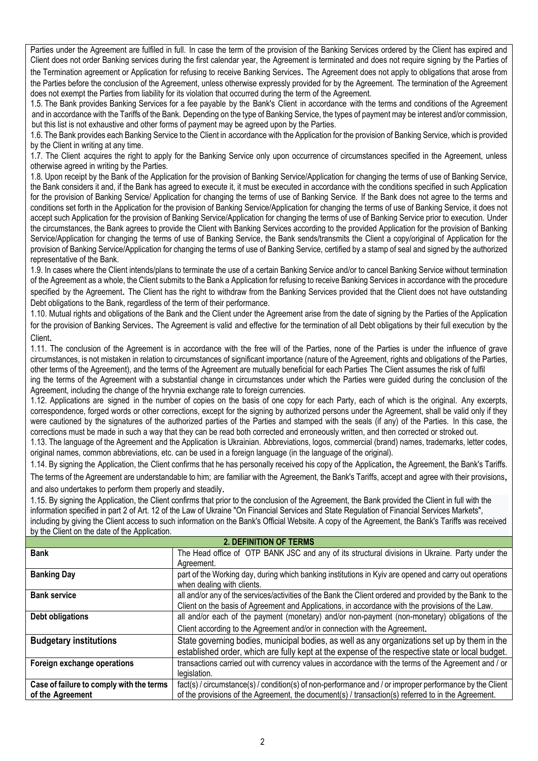Parties under the Agreement are fulfiled in full. In case the term of the provision of the Banking Services ordered by the Client has expired and Client does not order Banking services during the first calendar year, the Agreement is terminated and does not require signing by the Parties of the Termination agreement or Application for refusing to receive Banking Services. The Agreement does not apply to obligations that arose from the Parties before the conclusion of the Agreement, unless otherwise expressly provided for by the Agreement. The termination of the Agreement does not exempt the Parties from liability for its violation that occurred during the term of the Agreement.

1.5. The Bank provides Banking Services for a fee payable by the Bank's Client in accordance with the terms and conditions of the Agreement and in accordance with the Tariffs of the Bank. Depending on the type of Banking Service, the types of payment may be interest and/or commission, but this list is not exhaustive and other forms of payment may be agreed upon by the Parties.

1.6. The Bank provides each Banking Service to the Client in accordance with the Application for the provision of Banking Service, which is provided by the Client in writing at any time.

1.7. The Client acquires the right to apply for the Banking Service only upon occurrence of circumstances specified in the Agreement, unless otherwise agreed in writing by the Parties.

1.8. Upon receipt by the Bank of the Application for the provision of Banking Service/Application for changing the terms of use of Banking Service, the Bank considers it and, if the Bank has agreed to execute it, it must be executed in accordance with the conditions specified in such Application for the provision of Banking Service/ Application for changing the terms of use of Banking Service. If the Bank does not agree to the terms and conditions set forth in the Application for the provision of Banking Service/Application for changing the terms of use of Banking Service, it does not accept such Application for the provision of Banking Service/Application for changing the terms of use of Banking Service prior to execution. Under the circumstances, the Bank agrees to provide the Client with Banking Services according to the provided Application for the provision of Banking Service/Application for changing the terms of use of Banking Service, the Bank sends/transmits the Client a copy/original of Application for the provision of Banking Service/Application for changing the terms of use of Banking Service, certified by a stamp of seal and signed by the authorized representative of the Bank.

1.9. In cases where the Client intends/plans to terminate the use of a certain Banking Service and/or to cancel Banking Service without termination of the Agreement as a whole, the Client submits to the Bank a Application for refusing to receive Banking Services in accordance with the procedure specified by the Agreement. The Client has the right to withdraw from the Banking Services provided that the Client does not have outstanding Debt obligations to the Bank, regardless of the term of their performance.

1.10. Mutual rights and obligations of the Bank and the Client under the Agreement arise from the date of signing by the Parties of the Application for the provision of Banking Services. The Agreement is valid and effective for the termination of all Debt obligations by their full execution by the Client.

1.11. The conclusion of the Agreement is in accordance with the free will of the Parties, none of the Parties is under the influence of grave circumstances, is not mistaken in relation to circumstances of significant importance (nature of the Agreement, rights and obligations of the Parties, other terms of the Agreement), and the terms of the Agreement are mutually beneficial for each Parties The Client assumes the risk of fulfil ing the terms of the Agreement with a substantial change in circumstances under which the Parties were guided during the conclusion of the Agreement, including the change of the hryvnia exchange rate to foreign currencies.

1.12. Applications are signed in the number of copies on the basis of one copy for each Party, each of which is the original. Any excerpts, correspondence, forged words or other corrections, except for the signing by authorized persons under the Agreement, shall be valid only if they were cautioned by the signatures of the authorized parties of the Parties and stamped with the seals (if any) of the Parties. In this case, the corrections must be made in such a way that they can be read both corrected and erroneously written, and then corrected or stroked out.

1.13. The language of the Agreement and the Application is Ukrainian. Abbreviations, logos, commercial (brand) names, trademarks, letter codes, original names, common abbreviations, etc. can be used in a foreign language (in the language of the original).

1.14. By signing the Application, the Client confirms that he has personally received his copy of the Application, the Agreement, the Bank's Tariffs. The terms of the Agreement are understandable to him; are familiar with the Agreement, the Bank's Tariffs, accept and agree with their provisions, and also undertakes to perform them properly and steadily.

1.15. By signing the Application, the Client confirms that prior to the conclusion of the Agreement, the Bank provided the Client in full with the information specified in part 2 of Art. 12 of the Law of Ukraine "On Financial Services and State Regulation of Financial Services Markets", including by giving the Client access to such information on the Bank's Official Website. A copy of the Agreement, the Bank's Tariffs was received by the Client on the date of the Application.

## 2. DEFINITION OF TERMS

| Term | Definition |
|---|---|
| **Bank** | The Head office of OTP BANK JSC and any of its structural divisions in Ukraine. Party under the Agreement. |
| **Banking Day** | part of the Working day, during which banking institutions in Kyiv are opened and carry out operations when dealing with clients. |
| **Bank service** | all and/or any of the services/activities of the Bank the Client ordered and provided by the Bank to the Client on the basis of Agreement and Applications, in accordance with the provisions of the Law. |
| **Debt obligations** | all and/or each of the payment (monetary) and/or non-payment (non-monetary) obligations of the Client according to the Agreement and/or in connection with the Agreement. |
| **Budgetary institutions** | State governing bodies, municipal bodies, as well as any organizations set up by them in the established order, which are fully kept at the expense of the respective state or local budget. |
| **Foreign exchange operations** | transactions carried out with currency values in accordance with the terms of the Agreement and / or legislation. |
| **Case of failure to comply with the terms of the Agreement** | fact(s) / circumstance(s) / condition(s) of non-performance and / or improper performance by the Client of the provisions of the Agreement, the document(s) / transaction(s) referred to in the Agreement. |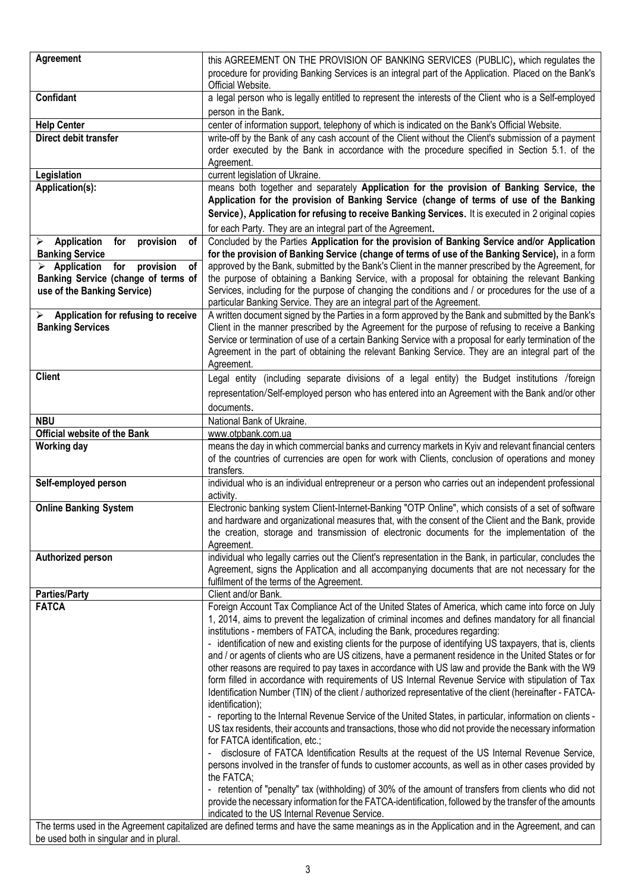| | |
|---|---|
| **Agreement** | this AGREEMENT ON THE PROVISION OF BANKING SERVICES (PUBLIC), which regulates the procedure for providing Banking Services is an integral part of the Application. Placed on the Bank's Official Website. |
| **Confidant** | a legal person who is legally entitled to represent the interests of the Client who is a Self-employed person in the Bank. |
| **Help Center** | center of information support, telephony of which is indicated on the Bank's Official Website. |
| **Direct debit transfer** | write-off by the Bank of any cash account of the Client without the Client's submission of a payment order executed by the Bank in accordance with the procedure specified in Section 5.1. of the Agreement. |
| **Legislation** | current legislation of Ukraine. |
| **Application(s):** | means both together and separately **Application for the provision of Banking Service, the Application for the provision of Banking Service (change of terms of use of the Banking Service), Application for refusing to receive Banking Services.** It is executed in 2 original copies for each Party. They are an integral part of the Agreement. |
| ➢ **Application for provision of Banking Service**<br>➢ **Application for provision of Banking Service (change of terms of use of the Banking Service)** | Concluded by the Parties **Application for the provision of Banking Service and/or Application for the provision of Banking Service (change of terms of use of the Banking Service),** in a form approved by the Bank, submitted by the Bank's Client in the manner prescribed by the Agreement, for the purpose of obtaining a Banking Service, with a proposal for obtaining the relevant Banking Services, including for the purpose of changing the conditions and / or procedures for the use of a particular Banking Service. They are an integral part of the Agreement. |
| ➢ **Application for refusing to receive Banking Services** | A written document signed by the Parties in a form approved by the Bank and submitted by the Bank's Client in the manner prescribed by the Agreement for the purpose of refusing to receive a Banking Service or termination of use of a certain Banking Service with a proposal for early termination of the Agreement in the part of obtaining the relevant Banking Service. They are an integral part of the Agreement. |
| **Client** | Legal entity (including separate divisions of a legal entity) the Budget institutions /foreign representation/Self-employed person who has entered into an Agreement with the Bank and/or other documents. |
| **NBU** | National Bank of Ukraine. |
| **Official website of the Bank** | www.otpbank.com.ua |
| **Working day** | means the day in which commercial banks and currency markets in Kyiv and relevant financial centers of the countries of currencies are open for work with Clients, conclusion of operations and money transfers. |
| **Self-employed person** | individual who is an individual entrepreneur or a person who carries out an independent professional activity. |
| **Online Banking System** | Electronic banking system Client-Internet-Banking "OTP Online", which consists of a set of software and hardware and organizational measures that, with the consent of the Client and the Bank, provide the creation, storage and transmission of electronic documents for the implementation of the Agreement. |
| **Authorized person** | individual who legally carries out the Client's representation in the Bank, in particular, concludes the Agreement, signs the Application and all accompanying documents that are not necessary for the fulfilment of the terms of the Agreement. |
| **Parties/Party** | Client and/or Bank. |
| **FATCA** | Foreign Account Tax Compliance Act of the United States of America, which came into force on July 1, 2014, aims to prevent the legalization of criminal incomes and defines mandatory for all financial institutions - members of FATCA, including the Bank, procedures regarding:<br>- identification of new and existing clients for the purpose of identifying US taxpayers, that is, clients and / or agents of clients who are US citizens, have a permanent residence in the United States or for other reasons are required to pay taxes in accordance with US law and provide the Bank with the W9 form filled in accordance with requirements of US Internal Revenue Service with stipulation of Tax Identification Number (TIN) of the client / authorized representative of the client (hereinafter - FATCA-identification);<br>- reporting to the Internal Revenue Service of the United States, in particular, information on clients - US tax residents, their accounts and transactions, those who did not provide the necessary information for FATCA identification, etc.;<br>- disclosure of FATCA Identification Results at the request of the US Internal Revenue Service, persons involved in the transfer of funds to customer accounts, as well as in other cases provided by the FATCA;<br>- retention of "penalty" tax (withholding) of 30% of the amount of transfers from clients who did not provide the necessary information for the FATCA-identification, followed by the transfer of the amounts indicated to the US Internal Revenue Service. |

The terms used in the Agreement capitalized are defined terms and have the same meanings as in the Application and in the Agreement, and can be used both in singular and in plural.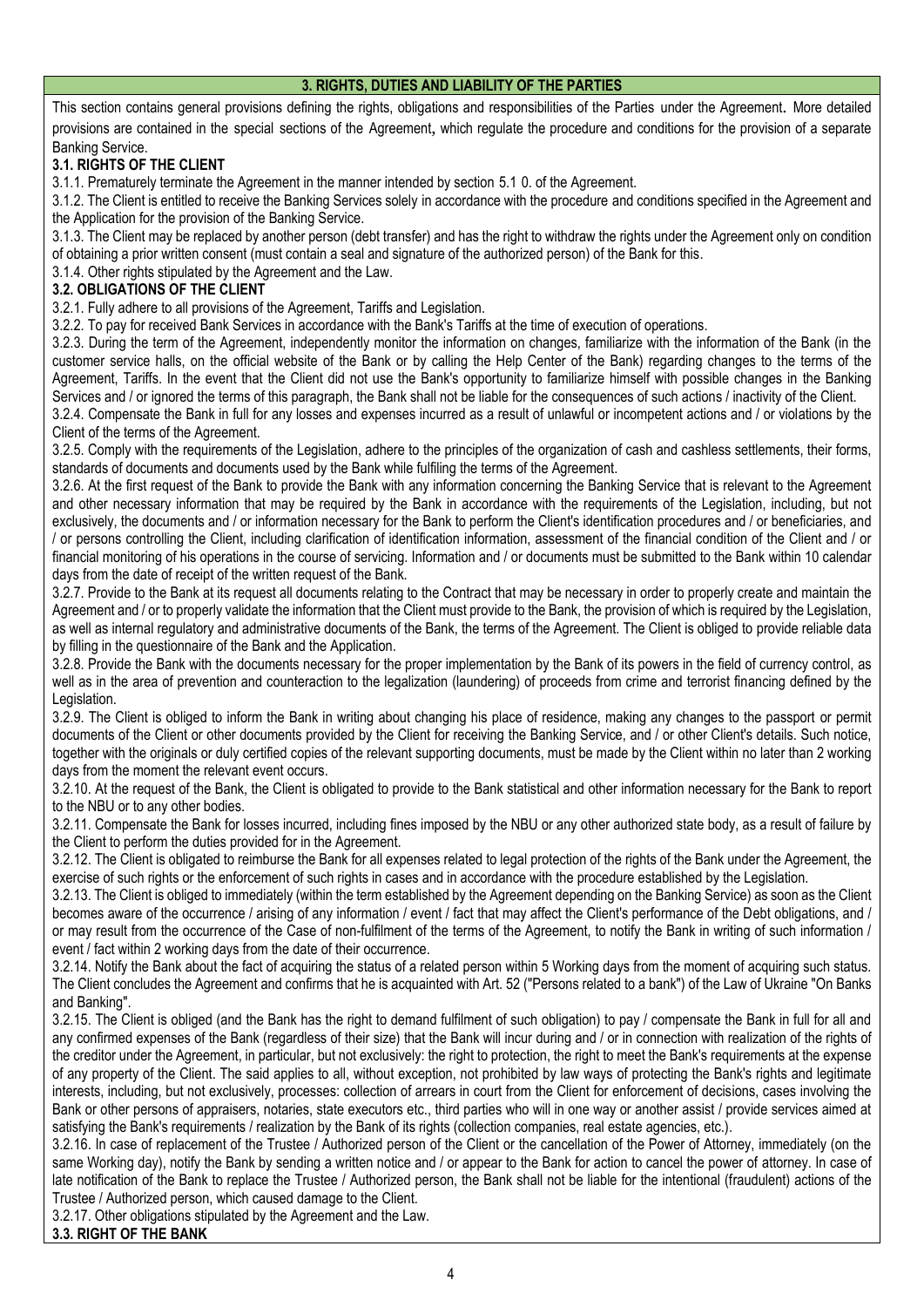## 3. RIGHTS, DUTIES AND LIABILITY OF THE PARTIES

This section contains general provisions defining the rights, obligations and responsibilities of the Parties under the Agreement. More detailed provisions are contained in the special sections of the Agreement, which regulate the procedure and conditions for the provision of a separate Banking Service.

### 3.1. RIGHTS OF THE CLIENT

3.1.1. Prematurely terminate the Agreement in the manner intended by section 5.1 0. of the Agreement.

3.1.2. The Client is entitled to receive the Banking Services solely in accordance with the procedure and conditions specified in the Agreement and the Application for the provision of the Banking Service.

3.1.3. The Client may be replaced by another person (debt transfer) and has the right to withdraw the rights under the Agreement only on condition of obtaining a prior written consent (must contain a seal and signature of the authorized person) of the Bank for this.

3.1.4. Other rights stipulated by the Agreement and the Law.

### 3.2. OBLIGATIONS OF THE CLIENT

3.2.1. Fully adhere to all provisions of the Agreement, Tariffs and Legislation.

3.2.2. To pay for received Bank Services in accordance with the Bank's Tariffs at the time of execution of operations.

3.2.3. During the term of the Agreement, independently monitor the information on changes, familiarize with the information of the Bank (in the customer service halls, on the official website of the Bank or by calling the Help Center of the Bank) regarding changes to the terms of the Agreement, Tariffs. In the event that the Client did not use the Bank's opportunity to familiarize himself with possible changes in the Banking Services and / or ignored the terms of this paragraph, the Bank shall not be liable for the consequences of such actions / inactivity of the Client.

3.2.4. Compensate the Bank in full for any losses and expenses incurred as a result of unlawful or incompetent actions and / or violations by the Client of the terms of the Agreement.

3.2.5. Comply with the requirements of the Legislation, adhere to the principles of the organization of cash and cashless settlements, their forms, standards of documents and documents used by the Bank while fulfiling the terms of the Agreement.

3.2.6. At the first request of the Bank to provide the Bank with any information concerning the Banking Service that is relevant to the Agreement and other necessary information that may be required by the Bank in accordance with the requirements of the Legislation, including, but not exclusively, the documents and / or information necessary for the Bank to perform the Client's identification procedures and / or beneficiaries, and / or persons controlling the Client, including clarification of identification information, assessment of the financial condition of the Client and / or financial monitoring of his operations in the course of servicing. Information and / or documents must be submitted to the Bank within 10 calendar days from the date of receipt of the written request of the Bank.

3.2.7. Provide to the Bank at its request all documents relating to the Contract that may be necessary in order to properly create and maintain the Agreement and / or to properly validate the information that the Client must provide to the Bank, the provision of which is required by the Legislation, as well as internal regulatory and administrative documents of the Bank, the terms of the Agreement. The Client is obliged to provide reliable data by filling in the questionnaire of the Bank and the Application.

3.2.8. Provide the Bank with the documents necessary for the proper implementation by the Bank of its powers in the field of currency control, as well as in the area of prevention and counteraction to the legalization (laundering) of proceeds from crime and terrorist financing defined by the Legislation.

3.2.9. The Client is obliged to inform the Bank in writing about changing his place of residence, making any changes to the passport or permit documents of the Client or other documents provided by the Client for receiving the Banking Service, and / or other Client's details. Such notice, together with the originals or duly certified copies of the relevant supporting documents, must be made by the Client within no later than 2 working days from the moment the relevant event occurs.

3.2.10. At the request of the Bank, the Client is obligated to provide to the Bank statistical and other information necessary for the Bank to report to the NBU or to any other bodies.

3.2.11. Compensate the Bank for losses incurred, including fines imposed by the NBU or any other authorized state body, as a result of failure by the Client to perform the duties provided for in the Agreement.

3.2.12. The Client is obligated to reimburse the Bank for all expenses related to legal protection of the rights of the Bank under the Agreement, the exercise of such rights or the enforcement of such rights in cases and in accordance with the procedure established by the Legislation.

3.2.13. The Client is obliged to immediately (within the term established by the Agreement depending on the Banking Service) as soon as the Client becomes aware of the occurrence / arising of any information / event / fact that may affect the Client's performance of the Debt obligations, and / or may result from the occurrence of the Case of non-fulfilment of the terms of the Agreement, to notify the Bank in writing of such information / event / fact within 2 working days from the date of their occurrence.

3.2.14. Notify the Bank about the fact of acquiring the status of a related person within 5 Working days from the moment of acquiring such status. The Client concludes the Agreement and confirms that he is acquainted with Art. 52 ("Persons related to a bank") of the Law of Ukraine "On Banks and Banking".

3.2.15. The Client is obliged (and the Bank has the right to demand fulfilment of such obligation) to pay / compensate the Bank in full for all and any confirmed expenses of the Bank (regardless of their size) that the Bank will incur during and / or in connection with realization of the rights of the creditor under the Agreement, in particular, but not exclusively: the right to protection, the right to meet the Bank's requirements at the expense of any property of the Client. The said applies to all, without exception, not prohibited by law ways of protecting the Bank's rights and legitimate interests, including, but not exclusively, processes: collection of arrears in court from the Client for enforcement of decisions, cases involving the Bank or other persons of appraisers, notaries, state executors etc., third parties who will in one way or another assist / provide services aimed at satisfying the Bank's requirements / realization by the Bank of its rights (collection companies, real estate agencies, etc.).

3.2.16. In case of replacement of the Trustee / Authorized person of the Client or the cancellation of the Power of Attorney, immediately (on the same Working day), notify the Bank by sending a written notice and / or appear to the Bank for action to cancel the power of attorney. In case of late notification of the Bank to replace the Trustee / Authorized person, the Bank shall not be liable for the intentional (fraudulent) actions of the Trustee / Authorized person, which caused damage to the Client.

3.2.17. Other obligations stipulated by the Agreement and the Law.

### 3.3. RIGHT OF THE BANK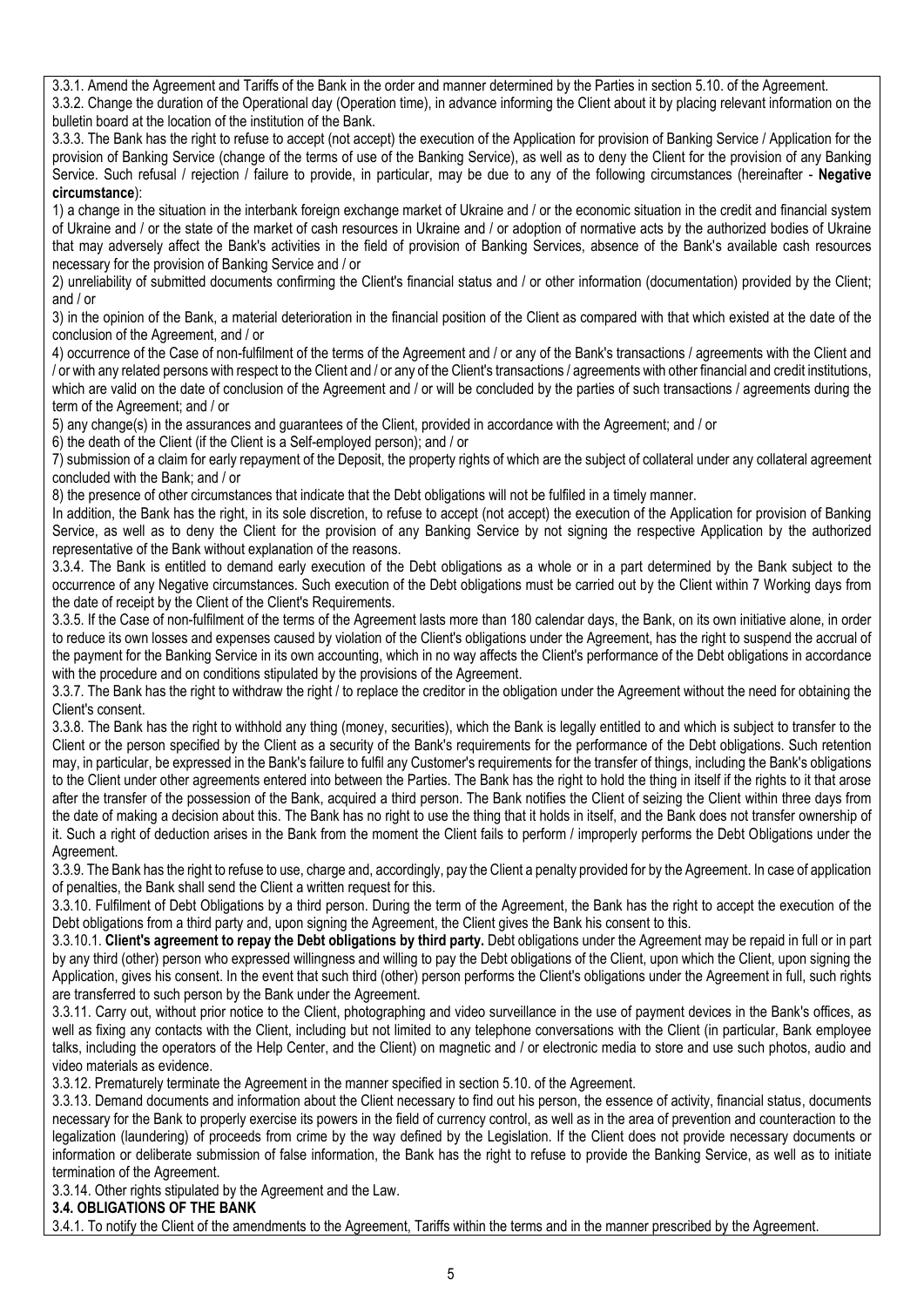3.3.1. Amend the Agreement and Tariffs of the Bank in the order and manner determined by the Parties in section 5.10. of the Agreement.

3.3.2. Change the duration of the Operational day (Operation time), in advance informing the Client about it by placing relevant information on the bulletin board at the location of the institution of the Bank.

3.3.3. The Bank has the right to refuse to accept (not accept) the execution of the Application for provision of Banking Service / Application for the provision of Banking Service (change of the terms of use of the Banking Service), as well as to deny the Client for the provision of any Banking Service. Such refusal / rejection / failure to provide, in particular, may be due to any of the following circumstances (hereinafter - **Negative circumstance**):

1) a change in the situation in the interbank foreign exchange market of Ukraine and / or the economic situation in the credit and financial system of Ukraine and / or the state of the market of cash resources in Ukraine and / or adoption of normative acts by the authorized bodies of Ukraine that may adversely affect the Bank's activities in the field of provision of Banking Services, absence of the Bank's available cash resources necessary for the provision of Banking Service and / or

2) unreliability of submitted documents confirming the Client's financial status and / or other information (documentation) provided by the Client; and / or

3) in the opinion of the Bank, a material deterioration in the financial position of the Client as compared with that which existed at the date of the conclusion of the Agreement, and / or

4) occurrence of the Case of non-fulfilment of the terms of the Agreement and / or any of the Bank's transactions / agreements with the Client and / or with any related persons with respect to the Client and / or any of the Client's transactions / agreements with other financial and credit institutions, which are valid on the date of conclusion of the Agreement and / or will be concluded by the parties of such transactions / agreements during the term of the Agreement; and / or

5) any change(s) in the assurances and guarantees of the Client, provided in accordance with the Agreement; and / or

6) the death of the Client (if the Client is a Self-employed person); and / or

7) submission of a claim for early repayment of the Deposit, the property rights of which are the subject of collateral under any collateral agreement concluded with the Bank; and / or

8) the presence of other circumstances that indicate that the Debt obligations will not be fulfiled in a timely manner.

In addition, the Bank has the right, in its sole discretion, to refuse to accept (not accept) the execution of the Application for provision of Banking Service, as well as to deny the Client for the provision of any Banking Service by not signing the respective Application by the authorized representative of the Bank without explanation of the reasons.

3.3.4. The Bank is entitled to demand early execution of the Debt obligations as a whole or in a part determined by the Bank subject to the occurrence of any Negative circumstances. Such execution of the Debt obligations must be carried out by the Client within 7 Working days from the date of receipt by the Client of the Client's Requirements.

3.3.5. If the Case of non-fulfilment of the terms of the Agreement lasts more than 180 calendar days, the Bank, on its own initiative alone, in order to reduce its own losses and expenses caused by violation of the Client's obligations under the Agreement, has the right to suspend the accrual of the payment for the Banking Service in its own accounting, which in no way affects the Client's performance of the Debt obligations in accordance with the procedure and on conditions stipulated by the provisions of the Agreement.

3.3.7. The Bank has the right to withdraw the right / to replace the creditor in the obligation under the Agreement without the need for obtaining the Client's consent.

3.3.8. The Bank has the right to withhold any thing (money, securities), which the Bank is legally entitled to and which is subject to transfer to the Client or the person specified by the Client as a security of the Bank's requirements for the performance of the Debt obligations. Such retention may, in particular, be expressed in the Bank's failure to fulfil any Customer's requirements for the transfer of things, including the Bank's obligations to the Client under other agreements entered into between the Parties. The Bank has the right to hold the thing in itself if the rights to it that arose after the transfer of the possession of the Bank, acquired a third person. The Bank notifies the Client of seizing the Client within three days from the date of making a decision about this. The Bank has no right to use the thing that it holds in itself, and the Bank does not transfer ownership of it. Such a right of deduction arises in the Bank from the moment the Client fails to perform / improperly performs the Debt Obligations under the Agreement.

3.3.9. The Bank has the right to refuse to use, charge and, accordingly, pay the Client a penalty provided for by the Agreement. In case of application of penalties, the Bank shall send the Client a written request for this.

3.3.10. Fulfilment of Debt Obligations by a third person. During the term of the Agreement, the Bank has the right to accept the execution of the Debt obligations from a third party and, upon signing the Agreement, the Client gives the Bank his consent to this.

3.3.10.1. **Client's agreement to repay the Debt obligations by third party.** Debt obligations under the Agreement may be repaid in full or in part by any third (other) person who expressed willingness and willing to pay the Debt obligations of the Client, upon which the Client, upon signing the Application, gives his consent. In the event that such third (other) person performs the Client's obligations under the Agreement in full, such rights are transferred to such person by the Bank under the Agreement.

3.3.11. Carry out, without prior notice to the Client, photographing and video surveillance in the use of payment devices in the Bank's offices, as well as fixing any contacts with the Client, including but not limited to any telephone conversations with the Client (in particular, Bank employee talks, including the operators of the Help Center, and the Client) on magnetic and / or electronic media to store and use such photos, audio and video materials as evidence.

3.3.12. Prematurely terminate the Agreement in the manner specified in section 5.10. of the Agreement.

3.3.13. Demand documents and information about the Client necessary to find out his person, the essence of activity, financial status, documents necessary for the Bank to properly exercise its powers in the field of currency control, as well as in the area of prevention and counteraction to the legalization (laundering) of proceeds from crime by the way defined by the Legislation. If the Client does not provide necessary documents or information or deliberate submission of false information, the Bank has the right to refuse to provide the Banking Service, as well as to initiate termination of the Agreement.

3.3.14. Other rights stipulated by the Agreement and the Law.

**3.4. OBLIGATIONS OF THE BANK**

3.4.1. To notify the Client of the amendments to the Agreement, Tariffs within the terms and in the manner prescribed by the Agreement.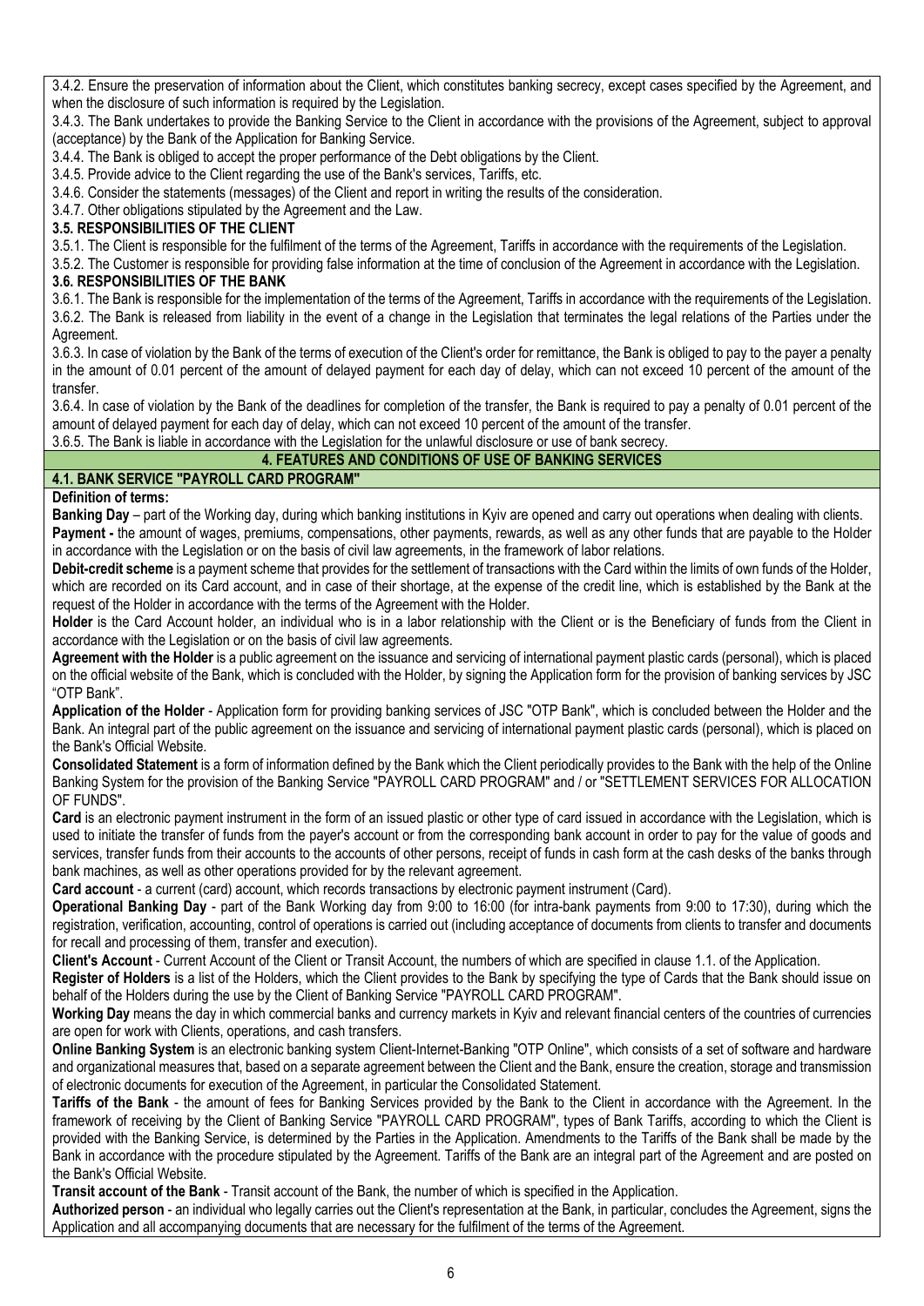3.4.2. Ensure the preservation of information about the Client, which constitutes banking secrecy, except cases specified by the Agreement, and when the disclosure of such information is required by the Legislation.

3.4.3. The Bank undertakes to provide the Banking Service to the Client in accordance with the provisions of the Agreement, subject to approval (acceptance) by the Bank of the Application for Banking Service.

3.4.4. The Bank is obliged to accept the proper performance of the Debt obligations by the Client.

3.4.5. Provide advice to the Client regarding the use of the Bank's services, Tariffs, etc.

3.4.6. Consider the statements (messages) of the Client and report in writing the results of the consideration.

3.4.7. Other obligations stipulated by the Agreement and the Law.

### 3.5. RESPONSIBILITIES OF THE CLIENT

3.5.1. The Client is responsible for the fulfilment of the terms of the Agreement, Tariffs in accordance with the requirements of the Legislation.

3.5.2. The Customer is responsible for providing false information at the time of conclusion of the Agreement in accordance with the Legislation.

### 3.6. RESPONSIBILITIES OF THE BANK

3.6.1. The Bank is responsible for the implementation of the terms of the Agreement, Tariffs in accordance with the requirements of the Legislation.

3.6.2. The Bank is released from liability in the event of a change in the Legislation that terminates the legal relations of the Parties under the Agreement.

3.6.3. In case of violation by the Bank of the terms of execution of the Client's order for remittance, the Bank is obliged to pay to the payer a penalty in the amount of 0.01 percent of the amount of delayed payment for each day of delay, which can not exceed 10 percent of the amount of the transfer.

3.6.4. In case of violation by the Bank of the deadlines for completion of the transfer, the Bank is required to pay a penalty of 0.01 percent of the amount of delayed payment for each day of delay, which can not exceed 10 percent of the amount of the transfer.

3.6.5. The Bank is liable in accordance with the Legislation for the unlawful disclosure or use of bank secrecy.

## 4. FEATURES AND CONDITIONS OF USE OF BANKING SERVICES

### 4.1. BANK SERVICE "PAYROLL CARD PROGRAM"

**Definition of terms:**

**Banking Day** – part of the Working day, during which banking institutions in Kyiv are opened and carry out operations when dealing with clients.

**Payment -** the amount of wages, premiums, compensations, other payments, rewards, as well as any other funds that are payable to the Holder in accordance with the Legislation or on the basis of civil law agreements, in the framework of labor relations.

**Debit-credit scheme** is a payment scheme that provides for the settlement of transactions with the Card within the limits of own funds of the Holder, which are recorded on its Card account, and in case of their shortage, at the expense of the credit line, which is established by the Bank at the request of the Holder in accordance with the terms of the Agreement with the Holder.

**Holder** is the Card Account holder, an individual who is in a labor relationship with the Client or is the Beneficiary of funds from the Client in accordance with the Legislation or on the basis of civil law agreements.

**Agreement with the Holder** is a public agreement on the issuance and servicing of international payment plastic cards (personal), which is placed on the official website of the Bank, which is concluded with the Holder, by signing the Application form for the provision of banking services by JSC "OTP Bank".

**Application of the Holder** - Application form for providing banking services of JSC "OTP Bank", which is concluded between the Holder and the Bank. An integral part of the public agreement on the issuance and servicing of international payment plastic cards (personal), which is placed on the Bank's Official Website.

**Consolidated Statement** is a form of information defined by the Bank which the Client periodically provides to the Bank with the help of the Online Banking System for the provision of the Banking Service "PAYROLL CARD PROGRAM" and / or "SETTLEMENT SERVICES FOR ALLOCATION OF FUNDS".

**Card** is an electronic payment instrument in the form of an issued plastic or other type of card issued in accordance with the Legislation, which is used to initiate the transfer of funds from the payer's account or from the corresponding bank account in order to pay for the value of goods and services, transfer funds from their accounts to the accounts of other persons, receipt of funds in cash form at the cash desks of the banks through bank machines, as well as other operations provided for by the relevant agreement.

**Card account** - a current (card) account, which records transactions by electronic payment instrument (Card).

**Operational Banking Day** - part of the Bank Working day from 9:00 to 16:00 (for intra-bank payments from 9:00 to 17:30), during which the registration, verification, accounting, control of operations is carried out (including acceptance of documents from clients to transfer and documents for recall and processing of them, transfer and execution).

**Client's Account** - Current Account of the Client or Transit Account, the numbers of which are specified in clause 1.1. of the Application.

**Register of Holders** is a list of the Holders, which the Client provides to the Bank by specifying the type of Cards that the Bank should issue on behalf of the Holders during the use by the Client of Banking Service "PAYROLL CARD PROGRAM".

**Working Day** means the day in which commercial banks and currency markets in Kyiv and relevant financial centers of the countries of currencies are open for work with Clients, operations, and cash transfers.

**Online Banking System** is an electronic banking system Client-Internet-Banking "OTP Online", which consists of a set of software and hardware and organizational measures that, based on a separate agreement between the Client and the Bank, ensure the creation, storage and transmission of electronic documents for execution of the Agreement, in particular the Consolidated Statement.

**Tariffs of the Bank** - the amount of fees for Banking Services provided by the Bank to the Client in accordance with the Agreement. In the framework of receiving by the Client of Banking Service "PAYROLL CARD PROGRAM", types of Bank Tariffs, according to which the Client is provided with the Banking Service, is determined by the Parties in the Application. Amendments to the Tariffs of the Bank shall be made by the Bank in accordance with the procedure stipulated by the Agreement. Tariffs of the Bank are an integral part of the Agreement and are posted on the Bank's Official Website.

**Transit account of the Bank** - Transit account of the Bank, the number of which is specified in the Application.

**Authorized person** - an individual who legally carries out the Client's representation at the Bank, in particular, concludes the Agreement, signs the Application and all accompanying documents that are necessary for the fulfilment of the terms of the Agreement.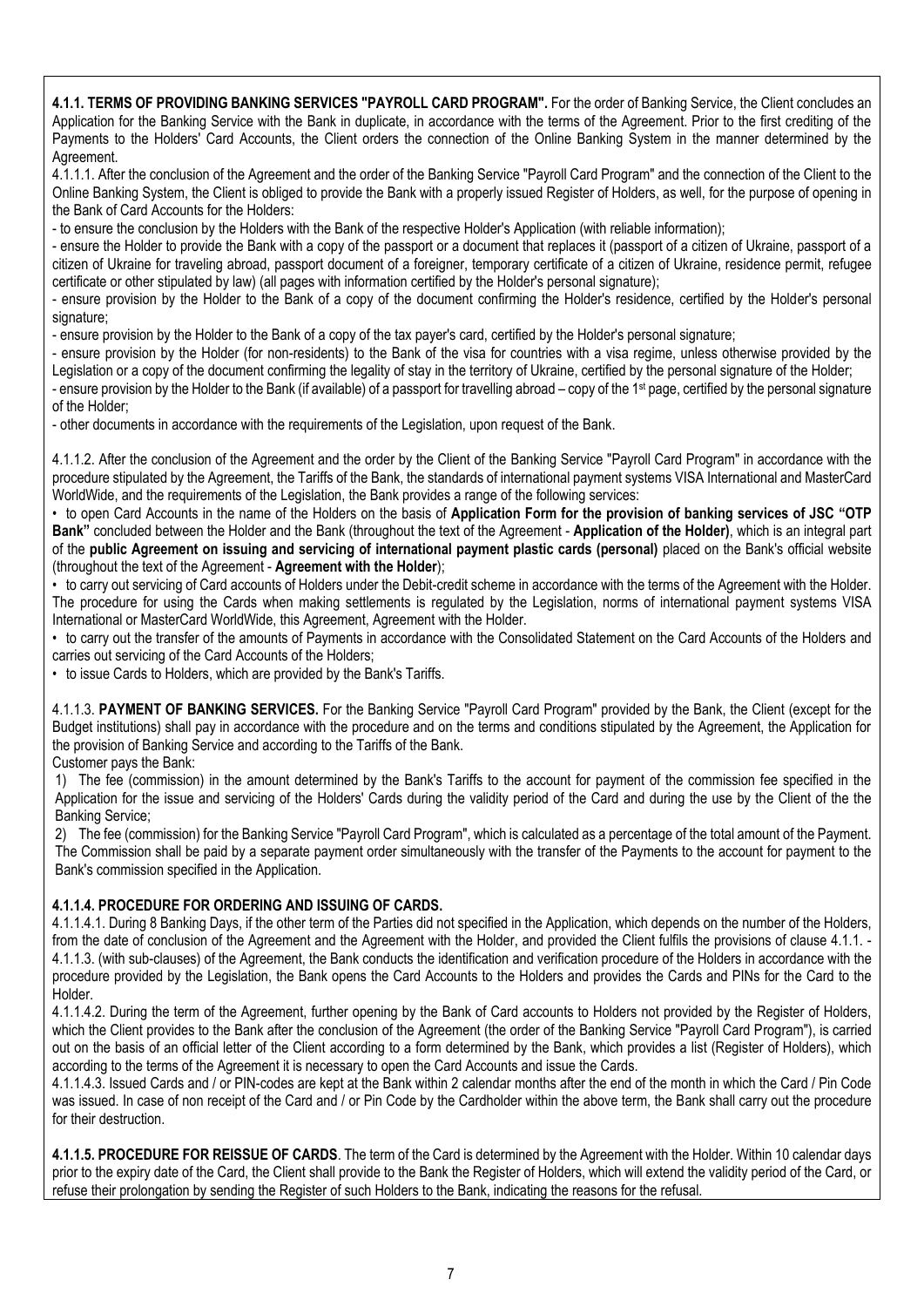**4.1.1. TERMS OF PROVIDING BANKING SERVICES "PAYROLL CARD PROGRAM".** For the order of Banking Service, the Client concludes an Application for the Banking Service with the Bank in duplicate, in accordance with the terms of the Agreement. Prior to the first crediting of the Payments to the Holders' Card Accounts, the Client orders the connection of the Online Banking System in the manner determined by the Agreement.

4.1.1.1. After the conclusion of the Agreement and the order of the Banking Service "Payroll Card Program" and the connection of the Client to the Online Banking System, the Client is obliged to provide the Bank with a properly issued Register of Holders, as well, for the purpose of opening in the Bank of Card Accounts for the Holders:

- to ensure the conclusion by the Holders with the Bank of the respective Holder's Application (with reliable information);
- ensure the Holder to provide the Bank with a copy of the passport or a document that replaces it (passport of a citizen of Ukraine, passport of a citizen of Ukraine for traveling abroad, passport document of a foreigner, temporary certificate of a citizen of Ukraine, residence permit, refugee certificate or other stipulated by law) (all pages with information certified by the Holder's personal signature);
- ensure provision by the Holder to the Bank of a copy of the document confirming the Holder's residence, certified by the Holder's personal signature;
- ensure provision by the Holder to the Bank of a copy of the tax payer's card, certified by the Holder's personal signature;
- ensure provision by the Holder (for non-residents) to the Bank of the visa for countries with a visa regime, unless otherwise provided by the Legislation or a copy of the document confirming the legality of stay in the territory of Ukraine, certified by the personal signature of the Holder;
- ensure provision by the Holder to the Bank (if available) of a passport for travelling abroad – copy of the 1st page, certified by the personal signature of the Holder;
- other documents in accordance with the requirements of the Legislation, upon request of the Bank.

4.1.1.2. After the conclusion of the Agreement and the order by the Client of the Banking Service "Payroll Card Program" in accordance with the procedure stipulated by the Agreement, the Tariffs of the Bank, the standards of international payment systems VISA International and MasterCard WorldWide, and the requirements of the Legislation, the Bank provides a range of the following services:

- to open Card Accounts in the name of the Holders on the basis of **Application Form for the provision of banking services of JSC "OTP Bank"** concluded between the Holder and the Bank (throughout the text of the Agreement - **Application of the Holder**), which is an integral part of the **public Agreement on issuing and servicing of international payment plastic cards (personal)** placed on the Bank's official website (throughout the text of the Agreement - **Agreement with the Holder**);
- to carry out servicing of Card accounts of Holders under the Debit-credit scheme in accordance with the terms of the Agreement with the Holder. The procedure for using the Cards when making settlements is regulated by the Legislation, norms of international payment systems VISA International or MasterCard WorldWide, this Agreement, Agreement with the Holder.
- to carry out the transfer of the amounts of Payments in accordance with the Consolidated Statement on the Card Accounts of the Holders and carries out servicing of the Card Accounts of the Holders;
- to issue Cards to Holders, which are provided by the Bank's Tariffs.

4.1.1.3. **PAYMENT OF BANKING SERVICES.** For the Banking Service "Payroll Card Program" provided by the Bank, the Client (except for the Budget institutions) shall pay in accordance with the procedure and on the terms and conditions stipulated by the Agreement, the Application for the provision of Banking Service and according to the Tariffs of the Bank.

Customer pays the Bank:

1) The fee (commission) in the amount determined by the Bank's Tariffs to the account for payment of the commission fee specified in the Application for the issue and servicing of the Holders' Cards during the validity period of the Card and during the use by the Client of the the Banking Service;
2) The fee (commission) for the Banking Service "Payroll Card Program", which is calculated as a percentage of the total amount of the Payment. The Commission shall be paid by a separate payment order simultaneously with the transfer of the Payments to the account for payment to the Bank's commission specified in the Application.

**4.1.1.4. PROCEDURE FOR ORDERING AND ISSUING OF CARDS.**

4.1.1.4.1. During 8 Banking Days, if the other term of the Parties did not specified in the Application, which depends on the number of the Holders, from the date of conclusion of the Agreement and the Agreement with the Holder, and provided the Client fulfils the provisions of clause 4.1.1. - 4.1.1.3. (with sub-clauses) of the Agreement, the Bank conducts the identification and verification procedure of the Holders in accordance with the procedure provided by the Legislation, the Bank opens the Card Accounts to the Holders and provides the Cards and PINs for the Card to the Holder.

4.1.1.4.2. During the term of the Agreement, further opening by the Bank of Card accounts to Holders not provided by the Register of Holders, which the Client provides to the Bank after the conclusion of the Agreement (the order of the Banking Service "Payroll Card Program"), is carried out on the basis of an official letter of the Client according to a form determined by the Bank, which provides a list (Register of Holders), which according to the terms of the Agreement it is necessary to open the Card Accounts and issue the Cards.

4.1.1.4.3. Issued Cards and / or PIN-codes are kept at the Bank within 2 calendar months after the end of the month in which the Card / Pin Code was issued. In case of non receipt of the Card and / or Pin Code by the Cardholder within the above term, the Bank shall carry out the procedure for their destruction.

**4.1.1.5. PROCEDURE FOR REISSUE OF CARDS**. The term of the Card is determined by the Agreement with the Holder. Within 10 calendar days prior to the expiry date of the Card, the Client shall provide to the Bank the Register of Holders, which will extend the validity period of the Card, or refuse their prolongation by sending the Register of such Holders to the Bank, indicating the reasons for the refusal.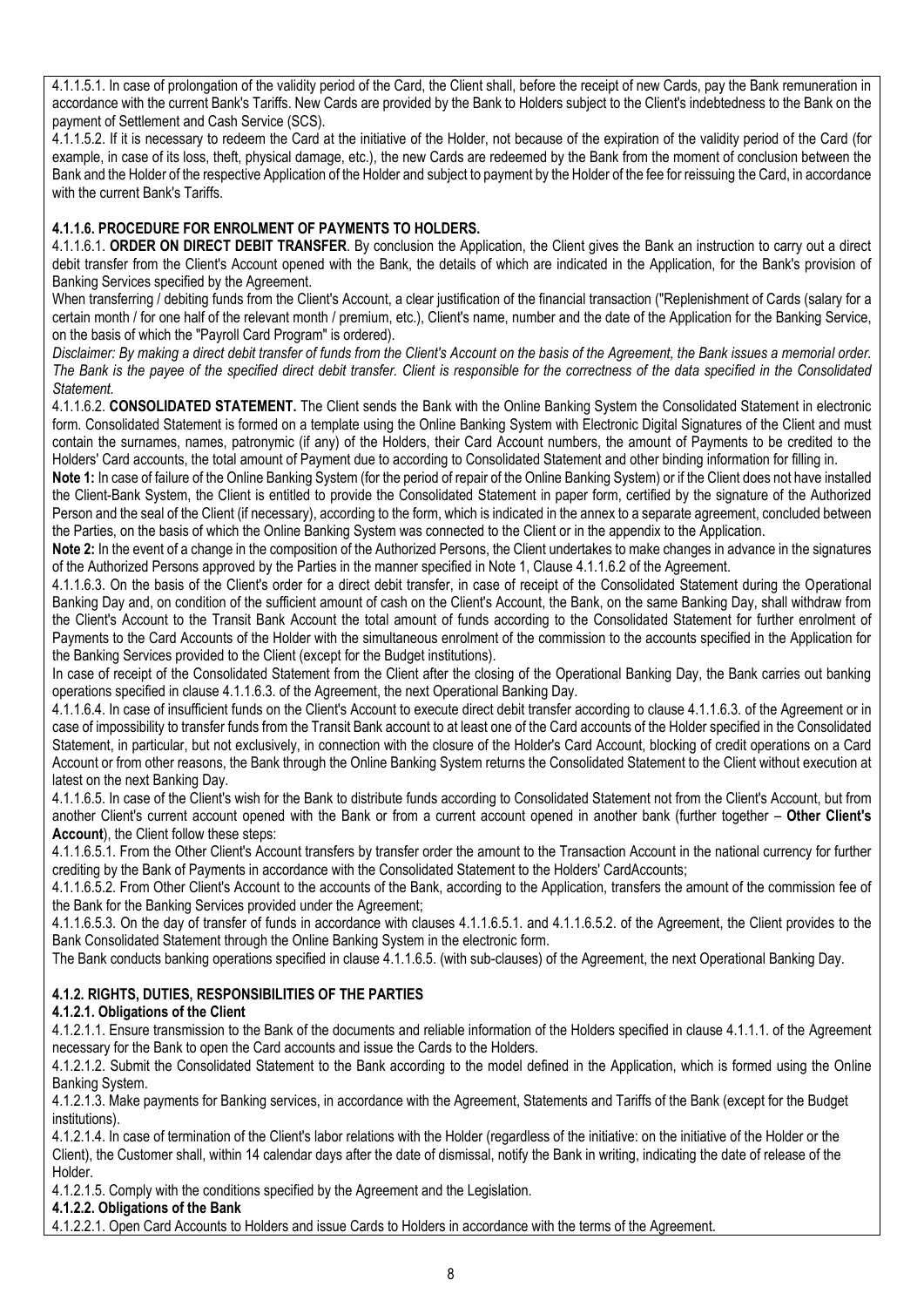4.1.1.5.1. In case of prolongation of the validity period of the Card, the Client shall, before the receipt of new Cards, pay the Bank remuneration in accordance with the current Bank's Tariffs. New Cards are provided by the Bank to Holders subject to the Client's indebtedness to the Bank on the payment of Settlement and Cash Service (SCS).

4.1.1.5.2. If it is necessary to redeem the Card at the initiative of the Holder, not because of the expiration of the validity period of the Card (for example, in case of its loss, theft, physical damage, etc.), the new Cards are redeemed by the Bank from the moment of conclusion between the Bank and the Holder of the respective Application of the Holder and subject to payment by the Holder of the fee for reissuing the Card, in accordance with the current Bank's Tariffs.

**4.1.1.6. PROCEDURE FOR ENROLMENT OF PAYMENTS TO HOLDERS.**

4.1.1.6.1. **ORDER ON DIRECT DEBIT TRANSFER**. By conclusion the Application, the Client gives the Bank an instruction to carry out a direct debit transfer from the Client's Account opened with the Bank, the details of which are indicated in the Application, for the Bank's provision of Banking Services specified by the Agreement.

When transferring / debiting funds from the Client's Account, a clear justification of the financial transaction ("Replenishment of Cards (salary for a certain month / for one half of the relevant month / premium, etc.), Client's name, number and the date of the Application for the Banking Service, on the basis of which the "Payroll Card Program" is ordered).

*Disclaimer: By making a direct debit transfer of funds from the Client's Account on the basis of the Agreement, the Bank issues a memorial order. The Bank is the payee of the specified direct debit transfer. Client is responsible for the correctness of the data specified in the Consolidated Statement.*

4.1.1.6.2. **CONSOLIDATED STATEMENT.** The Client sends the Bank with the Online Banking System the Consolidated Statement in electronic form. Consolidated Statement is formed on a template using the Online Banking System with Electronic Digital Signatures of the Client and must contain the surnames, names, patronymic (if any) of the Holders, their Card Account numbers, the amount of Payments to be credited to the Holders' Card accounts, the total amount of Payment due to according to Consolidated Statement and other binding information for filling in.

**Note 1:** In case of failure of the Online Banking System (for the period of repair of the Online Banking System) or if the Client does not have installed the Client-Bank System, the Client is entitled to provide the Consolidated Statement in paper form, certified by the signature of the Authorized Person and the seal of the Client (if necessary), according to the form, which is indicated in the annex to a separate agreement, concluded between the Parties, on the basis of which the Online Banking System was connected to the Client or in the appendix to the Application.

**Note 2:** In the event of a change in the composition of the Authorized Persons, the Client undertakes to make changes in advance in the signatures of the Authorized Persons approved by the Parties in the manner specified in Note 1, Clause 4.1.1.6.2 of the Agreement.

4.1.1.6.3. On the basis of the Client's order for a direct debit transfer, in case of receipt of the Consolidated Statement during the Operational Banking Day and, on condition of the sufficient amount of cash on the Client's Account, the Bank, on the same Banking Day, shall withdraw from the Client's Account to the Transit Bank Account the total amount of funds according to the Consolidated Statement for further enrolment of Payments to the Card Accounts of the Holder with the simultaneous enrolment of the commission to the accounts specified in the Application for the Banking Services provided to the Client (except for the Budget institutions).

In case of receipt of the Consolidated Statement from the Client after the closing of the Operational Banking Day, the Bank carries out banking operations specified in clause 4.1.1.6.3. of the Agreement, the next Operational Banking Day.

4.1.1.6.4. In case of insufficient funds on the Client's Account to execute direct debit transfer according to clause 4.1.1.6.3. of the Agreement or in case of impossibility to transfer funds from the Transit Bank account to at least one of the Card accounts of the Holder specified in the Consolidated Statement, in particular, but not exclusively, in connection with the closure of the Holder's Card Account, blocking of credit operations on a Card Account or from other reasons, the Bank through the Online Banking System returns the Consolidated Statement to the Client without execution at latest on the next Banking Day.

4.1.1.6.5. In case of the Client's wish for the Bank to distribute funds according to Consolidated Statement not from the Client's Account, but from another Client's current account opened with the Bank or from a current account opened in another bank (further together – **Other Client's Account**), the Client follow these steps:

4.1.1.6.5.1. From the Other Client's Account transfers by transfer order the amount to the Transaction Account in the national currency for further crediting by the Bank of Payments in accordance with the Consolidated Statement to the Holders' CardAccounts;

4.1.1.6.5.2. From Other Client's Account to the accounts of the Bank, according to the Application, transfers the amount of the commission fee of the Bank for the Banking Services provided under the Agreement;

4.1.1.6.5.3. On the day of transfer of funds in accordance with clauses 4.1.1.6.5.1. and 4.1.1.6.5.2. of the Agreement, the Client provides to the Bank Consolidated Statement through the Online Banking System in the electronic form.

The Bank conducts banking operations specified in clause 4.1.1.6.5. (with sub-clauses) of the Agreement, the next Operational Banking Day.

**4.1.2. RIGHTS, DUTIES, RESPONSIBILITIES OF THE PARTIES**

**4.1.2.1. Obligations of the Client**

4.1.2.1.1. Ensure transmission to the Bank of the documents and reliable information of the Holders specified in clause 4.1.1.1. of the Agreement necessary for the Bank to open the Card accounts and issue the Cards to the Holders.

4.1.2.1.2. Submit the Consolidated Statement to the Bank according to the model defined in the Application, which is formed using the Online Banking System.

4.1.2.1.3. Make payments for Banking services, in accordance with the Agreement, Statements and Tariffs of the Bank (except for the Budget institutions).

4.1.2.1.4. In case of termination of the Client's labor relations with the Holder (regardless of the initiative: on the initiative of the Holder or the Client), the Customer shall, within 14 calendar days after the date of dismissal, notify the Bank in writing, indicating the date of release of the Holder.

4.1.2.1.5. Comply with the conditions specified by the Agreement and the Legislation.

**4.1.2.2. Obligations of the Bank**

4.1.2.2.1. Open Card Accounts to Holders and issue Cards to Holders in accordance with the terms of the Agreement.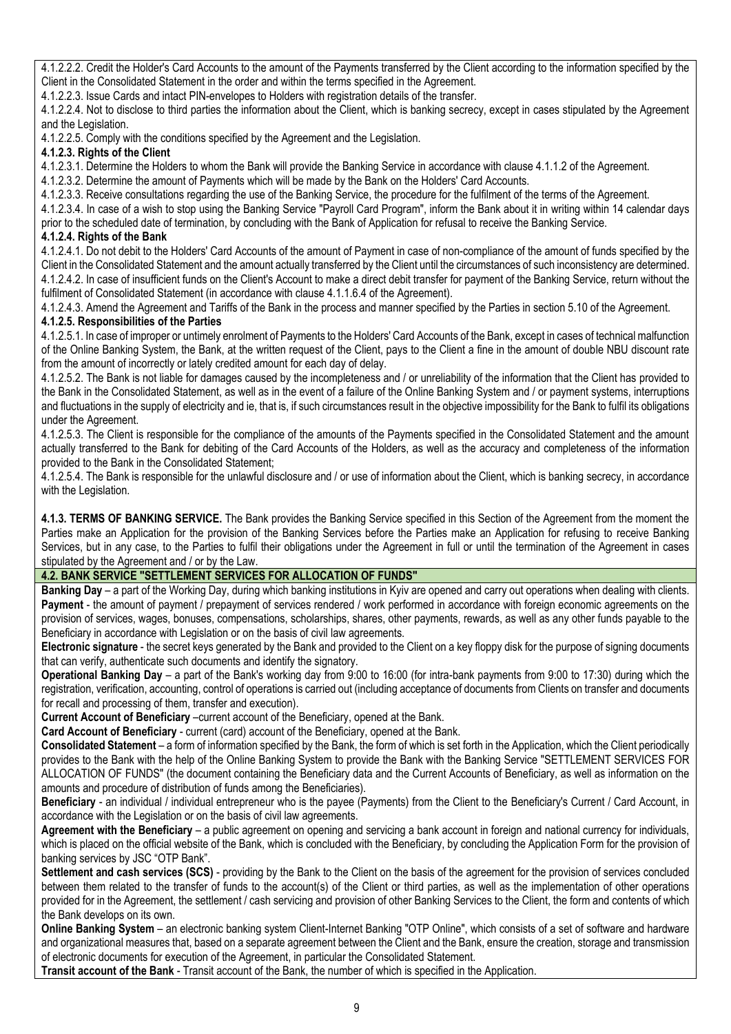4.1.2.2.2. Credit the Holder's Card Accounts to the amount of the Payments transferred by the Client according to the information specified by the Client in the Consolidated Statement in the order and within the terms specified in the Agreement.

4.1.2.2.3. Issue Cards and intact PIN-envelopes to Holders with registration details of the transfer.

4.1.2.2.4. Not to disclose to third parties the information about the Client, which is banking secrecy, except in cases stipulated by the Agreement and the Legislation.

4.1.2.2.5. Comply with the conditions specified by the Agreement and the Legislation.

**4.1.2.3. Rights of the Client**

4.1.2.3.1. Determine the Holders to whom the Bank will provide the Banking Service in accordance with clause 4.1.1.2 of the Agreement.

4.1.2.3.2. Determine the amount of Payments which will be made by the Bank on the Holders' Card Accounts.

4.1.2.3.3. Receive consultations regarding the use of the Banking Service, the procedure for the fulfilment of the terms of the Agreement.

4.1.2.3.4. In case of a wish to stop using the Banking Service "Payroll Card Program", inform the Bank about it in writing within 14 calendar days prior to the scheduled date of termination, by concluding with the Bank of Application for refusal to receive the Banking Service.

**4.1.2.4. Rights of the Bank**

4.1.2.4.1. Do not debit to the Holders' Card Accounts of the amount of Payment in case of non-compliance of the amount of funds specified by the Client in the Consolidated Statement and the amount actually transferred by the Client until the circumstances of such inconsistency are determined.

4.1.2.4.2. In case of insufficient funds on the Client's Account to make a direct debit transfer for payment of the Banking Service, return without the fulfilment of Consolidated Statement (in accordance with clause 4.1.1.6.4 of the Agreement).

4.1.2.4.3. Amend the Agreement and Tariffs of the Bank in the process and manner specified by the Parties in section 5.10 of the Agreement.

**4.1.2.5. Responsibilities of the Parties**

4.1.2.5.1. In case of improper or untimely enrolment of Payments to the Holders' Card Accounts of the Bank, except in cases of technical malfunction of the Online Banking System, the Bank, at the written request of the Client, pays to the Client a fine in the amount of double NBU discount rate from the amount of incorrectly or lately credited amount for each day of delay.

4.1.2.5.2. The Bank is not liable for damages caused by the incompleteness and / or unreliability of the information that the Client has provided to the Bank in the Consolidated Statement, as well as in the event of a failure of the Online Banking System and / or payment systems, interruptions and fluctuations in the supply of electricity and ie, that is, if such circumstances result in the objective impossibility for the Bank to fulfil its obligations under the Agreement.

4.1.2.5.3. The Client is responsible for the compliance of the amounts of the Payments specified in the Consolidated Statement and the amount actually transferred to the Bank for debiting of the Card Accounts of the Holders, as well as the accuracy and completeness of the information provided to the Bank in the Consolidated Statement;

4.1.2.5.4. The Bank is responsible for the unlawful disclosure and / or use of information about the Client, which is banking secrecy, in accordance with the Legislation.

**4.1.3. TERMS OF BANKING SERVICE.** The Bank provides the Banking Service specified in this Section of the Agreement from the moment the Parties make an Application for the provision of the Banking Services before the Parties make an Application for refusing to receive Banking Services, but in any case, to the Parties to fulfil their obligations under the Agreement in full or until the termination of the Agreement in cases stipulated by the Agreement and / or by the Law.

## 4.2. BANK SERVICE "SETTLEMENT SERVICES FOR ALLOCATION OF FUNDS"

**Banking Day** – a part of the Working Day, during which banking institutions in Kyiv are opened and carry out operations when dealing with clients.

**Payment** - the amount of payment / prepayment of services rendered / work performed in accordance with foreign economic agreements on the provision of services, wages, bonuses, compensations, scholarships, shares, other payments, rewards, as well as any other funds payable to the Beneficiary in accordance with Legislation or on the basis of civil law agreements.

**Electronic signature** - the secret keys generated by the Bank and provided to the Client on a key floppy disk for the purpose of signing documents that can verify, authenticate such documents and identify the signatory.

**Operational Banking Day** – a part of the Bank's working day from 9:00 to 16:00 (for intra-bank payments from 9:00 to 17:30) during which the registration, verification, accounting, control of operations is carried out (including acceptance of documents from Clients on transfer and documents for recall and processing of them, transfer and execution).

**Current Account of Beneficiary** –current account of the Beneficiary, opened at the Bank.

**Card Account of Beneficiary** - current (card) account of the Beneficiary, opened at the Bank.

**Consolidated Statement** – a form of information specified by the Bank, the form of which is set forth in the Application, which the Client periodically provides to the Bank with the help of the Online Banking System to provide the Bank with the Banking Service "SETTLEMENT SERVICES FOR ALLOCATION OF FUNDS" (the document containing the Beneficiary data and the Current Accounts of Beneficiary, as well as information on the amounts and procedure of distribution of funds among the Beneficiaries).

**Beneficiary** - an individual / individual entrepreneur who is the payee (Payments) from the Client to the Beneficiary's Current / Card Account, in accordance with the Legislation or on the basis of civil law agreements.

**Agreement with the Beneficiary** – a public agreement on opening and servicing a bank account in foreign and national currency for individuals, which is placed on the official website of the Bank, which is concluded with the Beneficiary, by concluding the Application Form for the provision of banking services by JSC "OTP Bank".

**Settlement and cash services (SCS)** - providing by the Bank to the Client on the basis of the agreement for the provision of services concluded between them related to the transfer of funds to the account(s) of the Client or third parties, as well as the implementation of other operations provided for in the Agreement, the settlement / cash servicing and provision of other Banking Services to the Client, the form and contents of which the Bank develops on its own.

**Online Banking System** – an electronic banking system Client-Internet Banking "OTP Online", which consists of a set of software and hardware and organizational measures that, based on a separate agreement between the Client and the Bank, ensure the creation, storage and transmission of electronic documents for execution of the Agreement, in particular the Consolidated Statement.

**Transit account of the Bank** - Transit account of the Bank, the number of which is specified in the Application.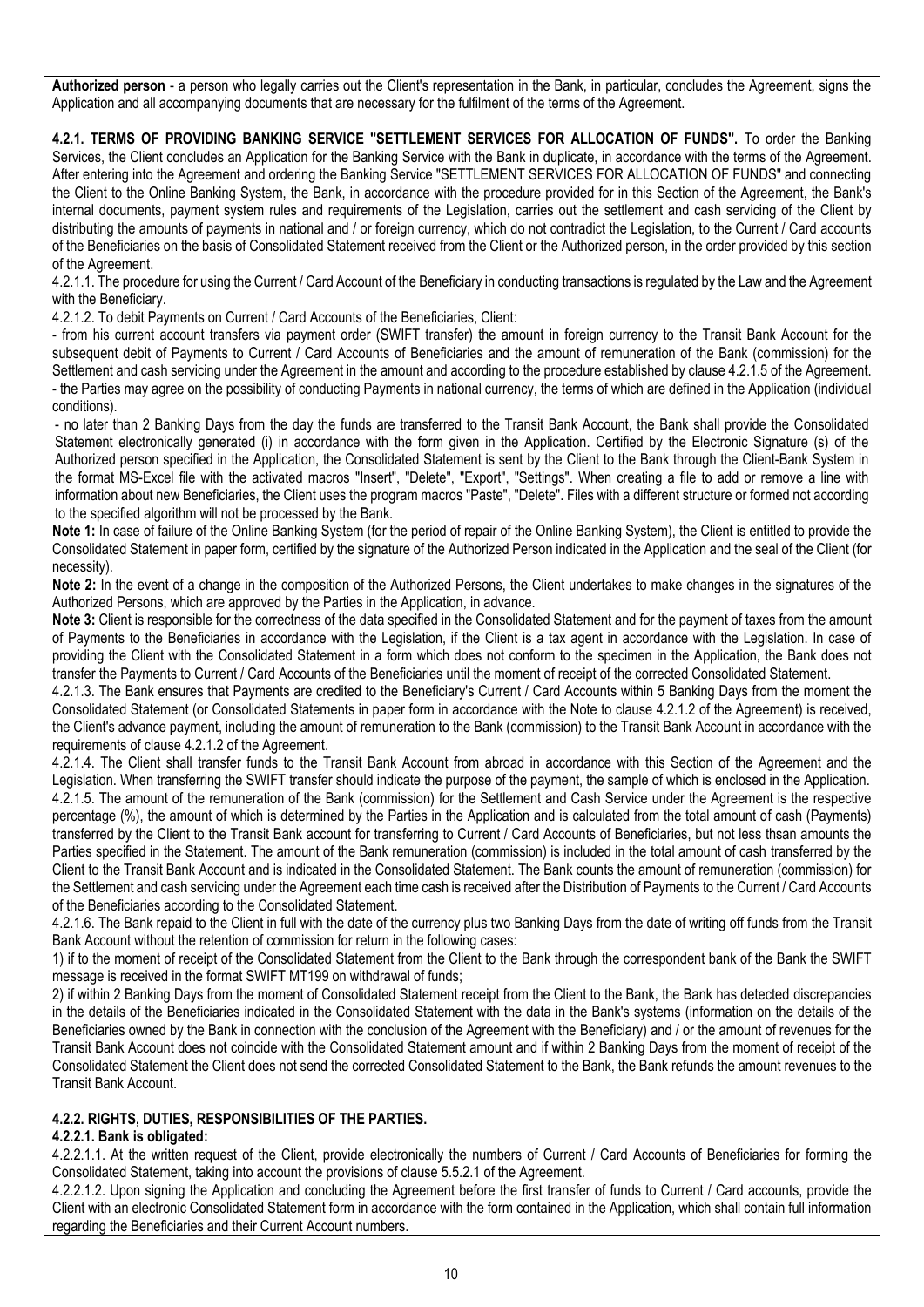**Authorized person** - a person who legally carries out the Client's representation in the Bank, in particular, concludes the Agreement, signs the Application and all accompanying documents that are necessary for the fulfilment of the terms of the Agreement.

**4.2.1. TERMS OF PROVIDING BANKING SERVICE "SETTLEMENT SERVICES FOR ALLOCATION OF FUNDS".** To order the Banking Services, the Client concludes an Application for the Banking Service with the Bank in duplicate, in accordance with the terms of the Agreement. After entering into the Agreement and ordering the Banking Service "SETTLEMENT SERVICES FOR ALLOCATION OF FUNDS" and connecting the Client to the Online Banking System, the Bank, in accordance with the procedure provided for in this Section of the Agreement, the Bank's internal documents, payment system rules and requirements of the Legislation, carries out the settlement and cash servicing of the Client by distributing the amounts of payments in national and / or foreign currency, which do not contradict the Legislation, to the Current / Card accounts of the Beneficiaries on the basis of Consolidated Statement received from the Client or the Authorized person, in the order provided by this section of the Agreement.

4.2.1.1. The procedure for using the Current / Card Account of the Beneficiary in conducting transactions is regulated by the Law and the Agreement with the Beneficiary.

4.2.1.2. To debit Payments on Current / Card Accounts of the Beneficiaries, Client:

- from his current account transfers via payment order (SWIFT transfer) the amount in foreign currency to the Transit Bank Account for the subsequent debit of Payments to Current / Card Accounts of Beneficiaries and the amount of remuneration of the Bank (commission) for the Settlement and cash servicing under the Agreement in the amount and according to the procedure established by clause 4.2.1.5 of the Agreement.
- the Parties may agree on the possibility of conducting Payments in national currency, the terms of which are defined in the Application (individual conditions).
- no later than 2 Banking Days from the day the funds are transferred to the Transit Bank Account, the Bank shall provide the Consolidated Statement electronically generated (i) in accordance with the form given in the Application. Certified by the Electronic Signature (s) of the Authorized person specified in the Application, the Consolidated Statement is sent by the Client to the Bank through the Client-Bank System in the format MS-Excel file with the activated macros "Insert", "Delete", "Export", "Settings". When creating a file to add or remove a line with information about new Beneficiaries, the Client uses the program macros "Paste", "Delete". Files with a different structure or formed not according to the specified algorithm will not be processed by the Bank.

**Note 1:** In case of failure of the Online Banking System (for the period of repair of the Online Banking System), the Client is entitled to provide the Consolidated Statement in paper form, certified by the signature of the Authorized Person indicated in the Application and the seal of the Client (for necessity).

**Note 2:** In the event of a change in the composition of the Authorized Persons, the Client undertakes to make changes in the signatures of the Authorized Persons, which are approved by the Parties in the Application, in advance.

**Note 3:** Client is responsible for the correctness of the data specified in the Consolidated Statement and for the payment of taxes from the amount of Payments to the Beneficiaries in accordance with the Legislation, if the Client is a tax agent in accordance with the Legislation. In case of providing the Client with the Consolidated Statement in a form which does not conform to the specimen in the Application, the Bank does not transfer the Payments to Current / Card Accounts of the Beneficiaries until the moment of receipt of the corrected Consolidated Statement.

4.2.1.3. The Bank ensures that Payments are credited to the Beneficiary's Current / Card Accounts within 5 Banking Days from the moment the Consolidated Statement (or Consolidated Statements in paper form in accordance with the Note to clause 4.2.1.2 of the Agreement) is received, the Client's advance payment, including the amount of remuneration to the Bank (commission) to the Transit Bank Account in accordance with the requirements of clause 4.2.1.2 of the Agreement.

4.2.1.4. The Client shall transfer funds to the Transit Bank Account from abroad in accordance with this Section of the Agreement and the Legislation. When transferring the SWIFT transfer should indicate the purpose of the payment, the sample of which is enclosed in the Application.

4.2.1.5. The amount of the remuneration of the Bank (commission) for the Settlement and Cash Service under the Agreement is the respective percentage (%), the amount of which is determined by the Parties in the Application and is calculated from the total amount of cash (Payments) transferred by the Client to the Transit Bank account for transferring to Current / Card Accounts of Beneficiaries, but not less thsan amounts the Parties specified in the Statement. The amount of the Bank remuneration (commission) is included in the total amount of cash transferred by the Client to the Transit Bank Account and is indicated in the Consolidated Statement. The Bank counts the amount of remuneration (commission) for the Settlement and cash servicing under the Agreement each time cash is received after the Distribution of Payments to the Current / Card Accounts of the Beneficiaries according to the Consolidated Statement.

4.2.1.6. The Bank repaid to the Client in full with the date of the currency plus two Banking Days from the date of writing off funds from the Transit Bank Account without the retention of commission for return in the following cases:

1) if to the moment of receipt of the Consolidated Statement from the Client to the Bank through the correspondent bank of the Bank the SWIFT message is received in the format SWIFT MT199 on withdrawal of funds;

2) if within 2 Banking Days from the moment of Consolidated Statement receipt from the Client to the Bank, the Bank has detected discrepancies in the details of the Beneficiaries indicated in the Consolidated Statement with the data in the Bank's systems (information on the details of the Beneficiaries owned by the Bank in connection with the conclusion of the Agreement with the Beneficiary) and / or the amount of revenues for the Transit Bank Account does not coincide with the Consolidated Statement amount and if within 2 Banking Days from the moment of receipt of the Consolidated Statement the Client does not send the corrected Consolidated Statement to the Bank, the Bank refunds the amount revenues to the Transit Bank Account.

**4.2.2. RIGHTS, DUTIES, RESPONSIBILITIES OF THE PARTIES.**

**4.2.2.1. Bank is obligated:**

4.2.2.1.1. At the written request of the Client, provide electronically the numbers of Current / Card Accounts of Beneficiaries for forming the Consolidated Statement, taking into account the provisions of clause 5.5.2.1 of the Agreement.

4.2.2.1.2. Upon signing the Application and concluding the Agreement before the first transfer of funds to Current / Card accounts, provide the Client with an electronic Consolidated Statement form in accordance with the form contained in the Application, which shall contain full information regarding the Beneficiaries and their Current Account numbers.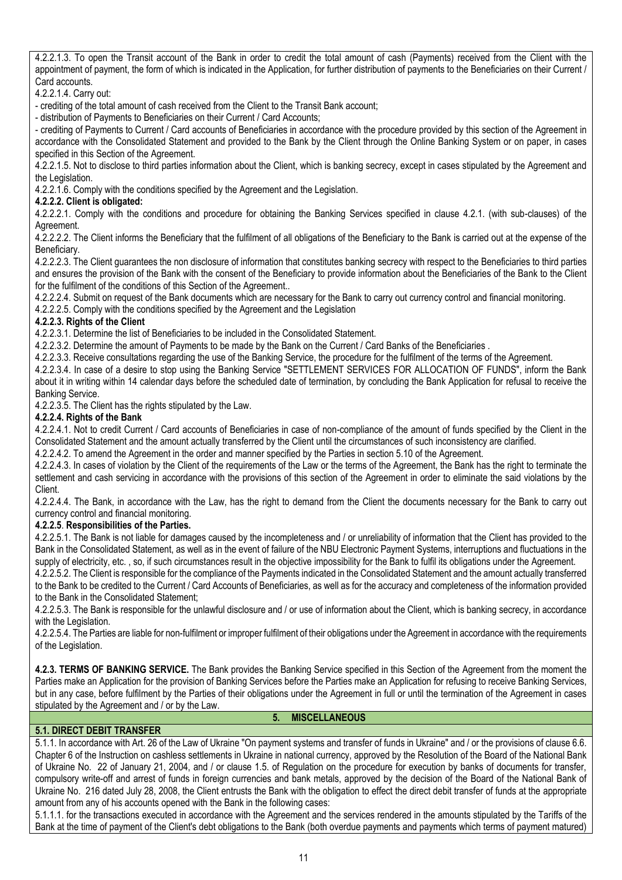4.2.2.1.3. To open the Transit account of the Bank in order to credit the total amount of cash (Payments) received from the Client with the appointment of payment, the form of which is indicated in the Application, for further distribution of payments to the Beneficiaries on their Current / Card accounts.

4.2.2.1.4. Carry out:

- crediting of the total amount of cash received from the Client to the Transit Bank account;
- distribution of Payments to Beneficiaries on their Current / Card Accounts;
- crediting of Payments to Current / Card accounts of Beneficiaries in accordance with the procedure provided by this section of the Agreement in accordance with the Consolidated Statement and provided to the Bank by the Client through the Online Banking System or on paper, in cases specified in this Section of the Agreement.

4.2.2.1.5. Not to disclose to third parties information about the Client, which is banking secrecy, except in cases stipulated by the Agreement and the Legislation.

4.2.2.1.6. Comply with the conditions specified by the Agreement and the Legislation.

**4.2.2.2. Client is obligated:**

4.2.2.2.1. Comply with the conditions and procedure for obtaining the Banking Services specified in clause 4.2.1. (with sub-clauses) of the Agreement.

4.2.2.2.2. The Client informs the Beneficiary that the fulfilment of all obligations of the Beneficiary to the Bank is carried out at the expense of the Beneficiary.

4.2.2.2.3. The Client guarantees the non disclosure of information that constitutes banking secrecy with respect to the Beneficiaries to third parties and ensures the provision of the Bank with the consent of the Beneficiary to provide information about the Beneficiaries of the Bank to the Client for the fulfilment of the conditions of this Section of the Agreement..

4.2.2.2.4. Submit on request of the Bank documents which are necessary for the Bank to carry out currency control and financial monitoring.

4.2.2.2.5. Comply with the conditions specified by the Agreement and the Legislation

**4.2.2.3. Rights of the Client**

4.2.2.3.1. Determine the list of Beneficiaries to be included in the Consolidated Statement.

4.2.2.3.2. Determine the amount of Payments to be made by the Bank on the Current / Card Banks of the Beneficiaries .

4.2.2.3.3. Receive consultations regarding the use of the Banking Service, the procedure for the fulfilment of the terms of the Agreement.

4.2.2.3.4. In case of a desire to stop using the Banking Service "SETTLEMENT SERVICES FOR ALLOCATION OF FUNDS", inform the Bank about it in writing within 14 calendar days before the scheduled date of termination, by concluding the Bank Application for refusal to receive the Banking Service.

4.2.2.3.5. The Client has the rights stipulated by the Law.

**4.2.2.4. Rights of the Bank**

4.2.2.4.1. Not to credit Current / Card accounts of Beneficiaries in case of non-compliance of the amount of funds specified by the Client in the Consolidated Statement and the amount actually transferred by the Client until the circumstances of such inconsistency are clarified.

4.2.2.4.2. To amend the Agreement in the order and manner specified by the Parties in section 5.10 of the Agreement.

4.2.2.4.3. In cases of violation by the Client of the requirements of the Law or the terms of the Agreement, the Bank has the right to terminate the settlement and cash servicing in accordance with the provisions of this section of the Agreement in order to eliminate the said violations by the Client.

4.2.2.4.4. The Bank, in accordance with the Law, has the right to demand from the Client the documents necessary for the Bank to carry out currency control and financial monitoring.

**4.2.2.5**. **Responsibilities of the Parties.**

4.2.2.5.1. The Bank is not liable for damages caused by the incompleteness and / or unreliability of information that the Client has provided to the Bank in the Consolidated Statement, as well as in the event of failure of the NBU Electronic Payment Systems, interruptions and fluctuations in the supply of electricity, etc. , so, if such circumstances result in the objective impossibility for the Bank to fulfil its obligations under the Agreement.

4.2.2.5.2. The Client is responsible for the compliance of the Payments indicated in the Consolidated Statement and the amount actually transferred to the Bank to be credited to the Current / Card Accounts of Beneficiaries, as well as for the accuracy and completeness of the information provided to the Bank in the Consolidated Statement;

4.2.2.5.3. The Bank is responsible for the unlawful disclosure and / or use of information about the Client, which is banking secrecy, in accordance with the Legislation.

4.2.2.5.4. The Parties are liable for non-fulfilment or improper fulfilment of their obligations under the Agreement in accordance with the requirements of the Legislation.

**4.2.3. TERMS OF BANKING SERVICE.** The Bank provides the Banking Service specified in this Section of the Agreement from the moment the Parties make an Application for the provision of Banking Services before the Parties make an Application for refusing to receive Banking Services, but in any case, before fulfilment by the Parties of their obligations under the Agreement in full or until the termination of the Agreement in cases stipulated by the Agreement and / or by the Law.

## 5. MISCELLANEOUS

### 5.1. DIRECT DEBIT TRANSFER

5.1.1. In accordance with Art. 26 of the Law of Ukraine "On payment systems and transfer of funds in Ukraine" and / or the provisions of clause 6.6. Chapter 6 of the Instruction on cashless settlements in Ukraine in national currency, approved by the Resolution of the Board of the National Bank of Ukraine No. 22 of January 21, 2004, and / or clause 1.5. of Regulation on the procedure for execution by banks of documents for transfer, compulsory write-off and arrest of funds in foreign currencies and bank metals, approved by the decision of the Board of the National Bank of Ukraine No. 216 dated July 28, 2008, the Client entrusts the Bank with the obligation to effect the direct debit transfer of funds at the appropriate amount from any of his accounts opened with the Bank in the following cases:

5.1.1.1. for the transactions executed in accordance with the Agreement and the services rendered in the amounts stipulated by the Tariffs of the Bank at the time of payment of the Client's debt obligations to the Bank (both overdue payments and payments which terms of payment matured)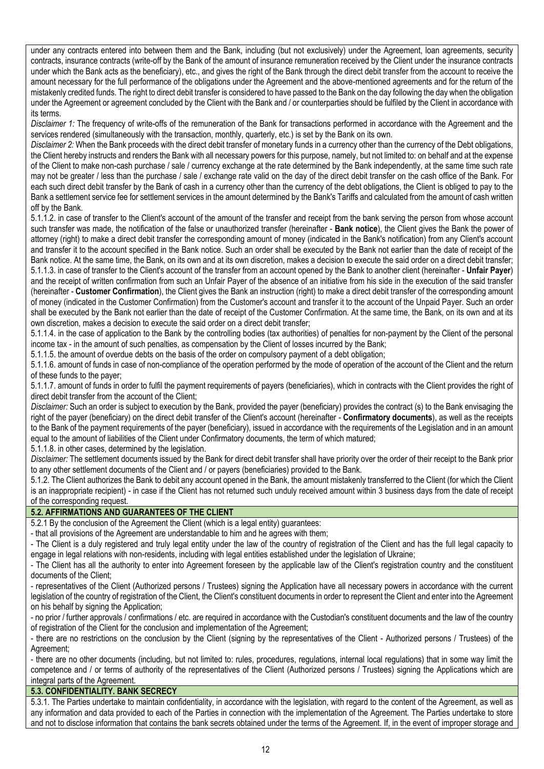under any contracts entered into between them and the Bank, including (but not exclusively) under the Agreement, loan agreements, security contracts, insurance contracts (write-off by the Bank of the amount of insurance remuneration received by the Client under the insurance contracts under which the Bank acts as the beneficiary), etc., and gives the right of the Bank through the direct debit transfer from the account to receive the amount necessary for the full performance of the obligations under the Agreement and the above-mentioned agreements and for the return of the mistakenly credited funds. The right to direct debit transfer is considered to have passed to the Bank on the day following the day when the obligation under the Agreement or agreement concluded by the Client with the Bank and / or counterparties should be fulfiled by the Client in accordance with its terms.

*Disclaimer 1:* The frequency of write-offs of the remuneration of the Bank for transactions performed in accordance with the Agreement and the services rendered (simultaneously with the transaction, monthly, quarterly, etc.) is set by the Bank on its own.

*Disclaimer 2:* When the Bank proceeds with the direct debit transfer of monetary funds in a currency other than the currency of the Debt obligations, the Client hereby instructs and renders the Bank with all necessary powers for this purpose, namely, but not limited to: on behalf and at the expense of the Client to make non-cash purchase / sale / currency exchange at the rate determined by the Bank independently, at the same time such rate may not be greater / less than the purchase / sale / exchange rate valid on the day of the direct debit transfer on the cash office of the Bank. For each such direct debit transfer by the Bank of cash in a currency other than the currency of the debt obligations, the Client is obliged to pay to the Bank a settlement service fee for settlement services in the amount determined by the Bank's Tariffs and calculated from the amount of cash written off by the Bank.

5.1.1.2. in case of transfer to the Client's account of the amount of the transfer and receipt from the bank serving the person from whose account such transfer was made, the notification of the false or unauthorized transfer (hereinafter - **Bank notice**), the Client gives the Bank the power of attorney (right) to make a direct debit transfer the corresponding amount of money (indicated in the Bank's notification) from any Client's account and transfer it to the account specified in the Bank notice. Such an order shall be executed by the Bank not earlier than the date of receipt of the Bank notice. At the same time, the Bank, on its own and at its own discretion, makes a decision to execute the said order on a direct debit transfer;

5.1.1.3. in case of transfer to the Client's account of the transfer from an account opened by the Bank to another client (hereinafter - **Unfair Payer**) and the receipt of written confirmation from such an Unfair Payer of the absence of an initiative from his side in the execution of the said transfer (hereinafter - **Customer Confirmation**), the Client gives the Bank an instruction (right) to make a direct debit transfer of the corresponding amount of money (indicated in the Customer Confirmation) from the Customer's account and transfer it to the account of the Unpaid Payer. Such an order shall be executed by the Bank not earlier than the date of receipt of the Customer Confirmation. At the same time, the Bank, on its own and at its own discretion, makes a decision to execute the said order on a direct debit transfer;

5.1.1.4. in the case of application to the Bank by the controlling bodies (tax authorities) of penalties for non-payment by the Client of the personal income tax - in the amount of such penalties, as compensation by the Client of losses incurred by the Bank;

5.1.1.5. the amount of overdue debts on the basis of the order on compulsory payment of a debt obligation;

5.1.1.6. amount of funds in case of non-compliance of the operation performed by the mode of operation of the account of the Client and the return of these funds to the payer;

5.1.1.7. amount of funds in order to fulfil the payment requirements of payers (beneficiaries), which in contracts with the Client provides the right of direct debit transfer from the account of the Client;

*Disclaimer:* Such an order is subject to execution by the Bank, provided the payer (beneficiary) provides the contract (s) to the Bank envisaging the right of the payer (beneficiary) on the direct debit transfer of the Client's account (hereinafter - **Confirmatory documents**), as well as the receipts to the Bank of the payment requirements of the payer (beneficiary), issued in accordance with the requirements of the Legislation and in an amount equal to the amount of liabilities of the Client under Confirmatory documents, the term of which matured;

5.1.1.8. in other cases, determined by the legislation.

*Disclaimer:* The settlement documents issued by the Bank for direct debit transfer shall have priority over the order of their receipt to the Bank prior to any other settlement documents of the Client and / or payers (beneficiaries) provided to the Bank.

5.1.2. The Client authorizes the Bank to debit any account opened in the Bank, the amount mistakenly transferred to the Client (for which the Client is an inappropriate recipient) - in case if the Client has not returned such unduly received amount within 3 business days from the date of receipt of the corresponding request.

### 5.2. AFFIRMATIONS AND GUARANTEES OF THE CLIENT

5.2.1 By the conclusion of the Agreement the Client (which is a legal entity) guarantees:

- that all provisions of the Agreement are understandable to him and he agrees with them;
- The Client is a duly registered and truly legal entity under the law of the country of registration of the Client and has the full legal capacity to engage in legal relations with non-residents, including with legal entities established under the legislation of Ukraine;
- The Client has all the authority to enter into Agreement foreseen by the applicable law of the Client's registration country and the constituent documents of the Client;
- representatives of the Client (Authorized persons / Trustees) signing the Application have all necessary powers in accordance with the current legislation of the country of registration of the Client, the Client's constituent documents in order to represent the Client and enter into the Agreement on his behalf by signing the Application;
- no prior / further approvals / confirmations / etc. are required in accordance with the Custodian's constituent documents and the law of the country of registration of the Client for the conclusion and implementation of the Agreement;
- there are no restrictions on the conclusion by the Client (signing by the representatives of the Client - Authorized persons / Trustees) of the Agreement;
- there are no other documents (including, but not limited to: rules, procedures, regulations, internal local regulations) that in some way limit the competence and / or terms of authority of the representatives of the Client (Authorized persons / Trustees) signing the Applications which are integral parts of the Agreement.

### 5.3. CONFIDENTIALITY. BANK SECRECY

5.3.1. The Parties undertake to maintain confidentiality, in accordance with the legislation, with regard to the content of the Agreement, as well as any information and data provided to each of the Parties in connection with the implementation of the Agreement. The Parties undertake to store and not to disclose information that contains the bank secrets obtained under the terms of the Agreement. If, in the event of improper storage and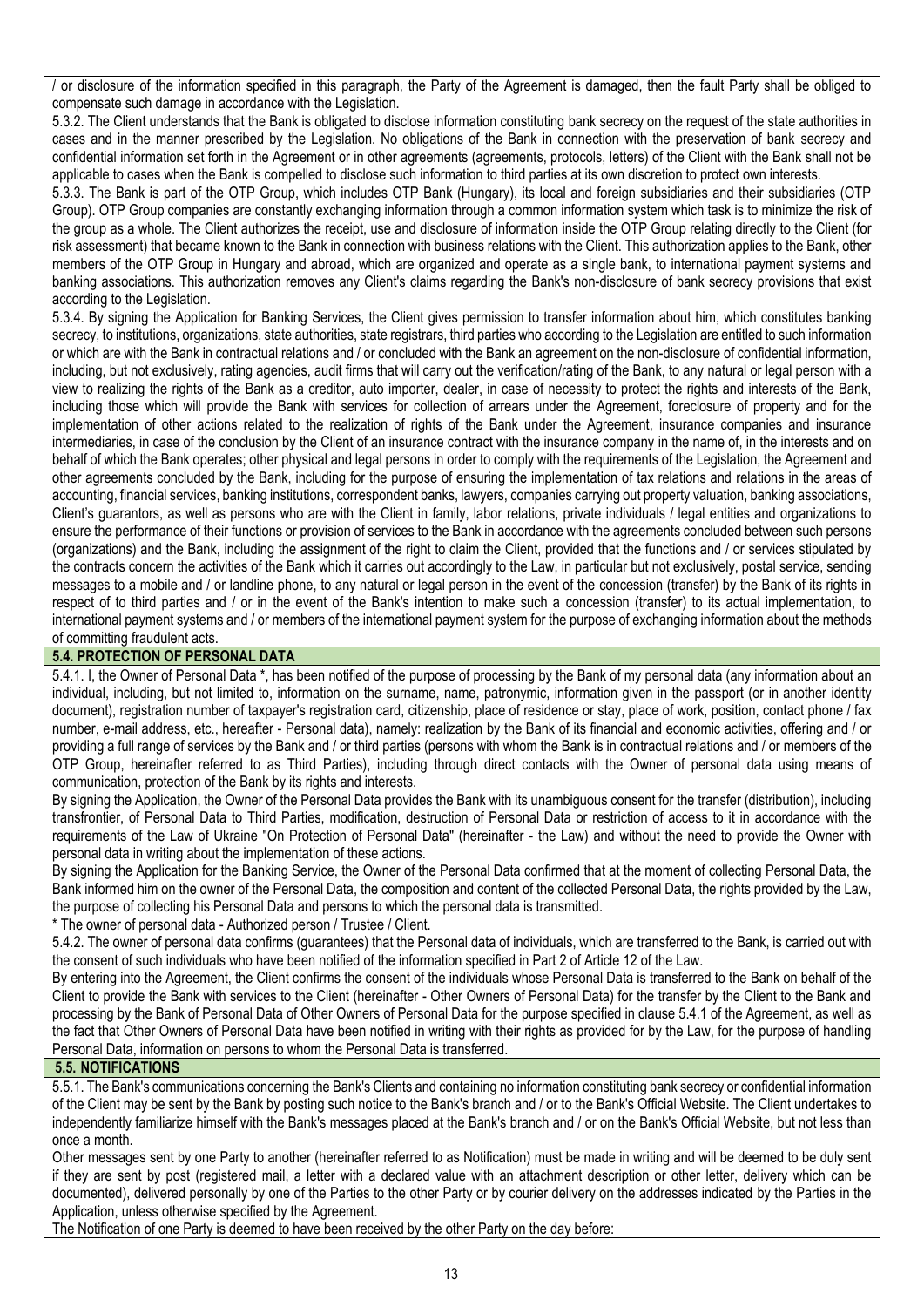/ or disclosure of the information specified in this paragraph, the Party of the Agreement is damaged, then the fault Party shall be obliged to compensate such damage in accordance with the Legislation.

5.3.2. The Client understands that the Bank is obligated to disclose information constituting bank secrecy on the request of the state authorities in cases and in the manner prescribed by the Legislation. No obligations of the Bank in connection with the preservation of bank secrecy and confidential information set forth in the Agreement or in other agreements (agreements, protocols, letters) of the Client with the Bank shall not be applicable to cases when the Bank is compelled to disclose such information to third parties at its own discretion to protect own interests.

5.3.3. The Bank is part of the OTP Group, which includes OTP Bank (Hungary), its local and foreign subsidiaries and their subsidiaries (OTP Group). OTP Group companies are constantly exchanging information through a common information system which task is to minimize the risk of the group as a whole. The Client authorizes the receipt, use and disclosure of information inside the OTP Group relating directly to the Client (for risk assessment) that became known to the Bank in connection with business relations with the Client. This authorization applies to the Bank, other members of the OTP Group in Hungary and abroad, which are organized and operate as a single bank, to international payment systems and banking associations. This authorization removes any Client's claims regarding the Bank's non-disclosure of bank secrecy provisions that exist according to the Legislation.

5.3.4. By signing the Application for Banking Services, the Client gives permission to transfer information about him, which constitutes banking secrecy, to institutions, organizations, state authorities, state registrars, third parties who according to the Legislation are entitled to such information or which are with the Bank in contractual relations and / or concluded with the Bank an agreement on the non-disclosure of confidential information, including, but not exclusively, rating agencies, audit firms that will carry out the verification/rating of the Bank, to any natural or legal person with a view to realizing the rights of the Bank as a creditor, auto importer, dealer, in case of necessity to protect the rights and interests of the Bank, including those which will provide the Bank with services for collection of arrears under the Agreement, foreclosure of property and for the implementation of other actions related to the realization of rights of the Bank under the Agreement, insurance companies and insurance intermediaries, in case of the conclusion by the Client of an insurance contract with the insurance company in the name of, in the interests and on behalf of which the Bank operates; other physical and legal persons in order to comply with the requirements of the Legislation, the Agreement and other agreements concluded by the Bank, including for the purpose of ensuring the implementation of tax relations and relations in the areas of accounting, financial services, banking institutions, correspondent banks, lawyers, companies carrying out property valuation, banking associations, Client's guarantors, as well as persons who are with the Client in family, labor relations, private individuals / legal entities and organizations to ensure the performance of their functions or provision of services to the Bank in accordance with the agreements concluded between such persons (organizations) and the Bank, including the assignment of the right to claim the Client, provided that the functions and / or services stipulated by the contracts concern the activities of the Bank which it carries out accordingly to the Law, in particular but not exclusively, postal service, sending messages to a mobile and / or landline phone, to any natural or legal person in the event of the concession (transfer) by the Bank of its rights in respect of to third parties and / or in the event of the Bank's intention to make such a concession (transfer) to its actual implementation, to international payment systems and / or members of the international payment system for the purpose of exchanging information about the methods of committing fraudulent acts.

### 5.4. PROTECTION OF PERSONAL DATA

5.4.1. I, the Owner of Personal Data *, has been notified of the purpose of processing by the Bank of my personal data (any information about an individual, including, but not limited to, information on the surname, name, patronymic, information given in the passport (or in another identity document), registration number of taxpayer's registration card, citizenship, place of residence or stay, place of work, position, contact phone / fax number, e-mail address, etc., hereafter - Personal data), namely: realization by the Bank of its financial and economic activities, offering and / or providing a full range of services by the Bank and / or third parties (persons with whom the Bank is in contractual relations and / or members of the OTP Group, hereinafter referred to as Third Parties), including through direct contacts with the Owner of personal data using means of communication, protection of the Bank by its rights and interests.

By signing the Application, the Owner of the Personal Data provides the Bank with its unambiguous consent for the transfer (distribution), including transfrontier, of Personal Data to Third Parties, modification, destruction of Personal Data or restriction of access to it in accordance with the requirements of the Law of Ukraine "On Protection of Personal Data" (hereinafter - the Law) and without the need to provide the Owner with personal data in writing about the implementation of these actions.

By signing the Application for the Banking Service, the Owner of the Personal Data confirmed that at the moment of collecting Personal Data, the Bank informed him on the owner of the Personal Data, the composition and content of the collected Personal Data, the rights provided by the Law, the purpose of collecting his Personal Data and persons to which the personal data is transmitted.

* The owner of personal data - Authorized person / Trustee / Client.

5.4.2. The owner of personal data confirms (guarantees) that the Personal data of individuals, which are transferred to the Bank, is carried out with the consent of such individuals who have been notified of the information specified in Part 2 of Article 12 of the Law.

By entering into the Agreement, the Client confirms the consent of the individuals whose Personal Data is transferred to the Bank on behalf of the Client to provide the Bank with services to the Client (hereinafter - Other Owners of Personal Data) for the transfer by the Client to the Bank and processing by the Bank of Personal Data of Other Owners of Personal Data for the purpose specified in clause 5.4.1 of the Agreement, as well as the fact that Other Owners of Personal Data have been notified in writing with their rights as provided for by the Law, for the purpose of handling Personal Data, information on persons to whom the Personal Data is transferred.

### 5.5. NOTIFICATIONS

5.5.1. The Bank's communications concerning the Bank's Clients and containing no information constituting bank secrecy or confidential information of the Client may be sent by the Bank by posting such notice to the Bank's branch and / or to the Bank's Official Website. The Client undertakes to independently familiarize himself with the Bank's messages placed at the Bank's branch and / or on the Bank's Official Website, but not less than once a month.

Other messages sent by one Party to another (hereinafter referred to as Notification) must be made in writing and will be deemed to be duly sent if they are sent by post (registered mail, a letter with a declared value with an attachment description or other letter, delivery which can be documented), delivered personally by one of the Parties to the other Party or by courier delivery on the addresses indicated by the Parties in the Application, unless otherwise specified by the Agreement.

The Notification of one Party is deemed to have been received by the other Party on the day before: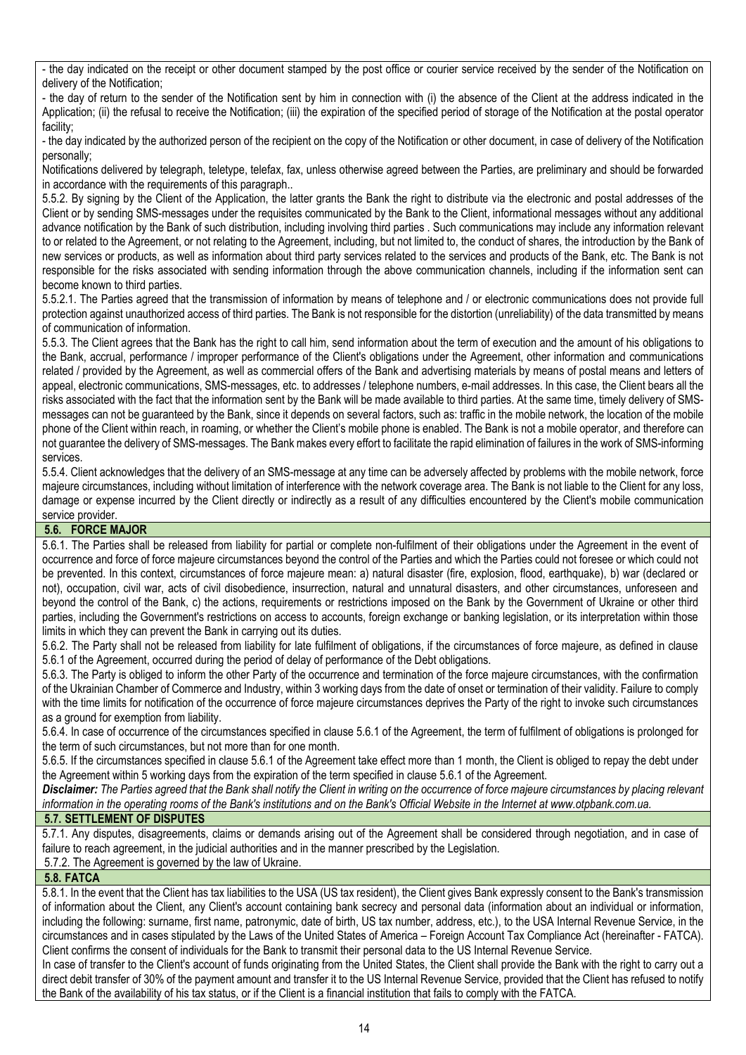- the day indicated on the receipt or other document stamped by the post office or courier service received by the sender of the Notification on delivery of the Notification;

- the day of return to the sender of the Notification sent by him in connection with (i) the absence of the Client at the address indicated in the Application; (ii) the refusal to receive the Notification; (iii) the expiration of the specified period of storage of the Notification at the postal operator facility;

- the day indicated by the authorized person of the recipient on the copy of the Notification or other document, in case of delivery of the Notification personally;

Notifications delivered by telegraph, teletype, telefax, fax, unless otherwise agreed between the Parties, are preliminary and should be forwarded in accordance with the requirements of this paragraph..

5.5.2. By signing by the Client of the Application, the latter grants the Bank the right to distribute via the electronic and postal addresses of the Client or by sending SMS-messages under the requisites communicated by the Bank to the Client, informational messages without any additional advance notification by the Bank of such distribution, including involving third parties . Such communications may include any information relevant to or related to the Agreement, or not relating to the Agreement, including, but not limited to, the conduct of shares, the introduction by the Bank of new services or products, as well as information about third party services related to the services and products of the Bank, etc. The Bank is not responsible for the risks associated with sending information through the above communication channels, including if the information sent can become known to third parties.

5.5.2.1. The Parties agreed that the transmission of information by means of telephone and / or electronic communications does not provide full protection against unauthorized access of third parties. The Bank is not responsible for the distortion (unreliability) of the data transmitted by means of communication of information.

5.5.3. The Client agrees that the Bank has the right to call him, send information about the term of execution and the amount of his obligations to the Bank, accrual, performance / improper performance of the Client's obligations under the Agreement, other information and communications related / provided by the Agreement, as well as commercial offers of the Bank and advertising materials by means of postal means and letters of appeal, electronic communications, SMS-messages, etc. to addresses / telephone numbers, e-mail addresses. In this case, the Client bears all the risks associated with the fact that the information sent by the Bank will be made available to third parties. At the same time, timely delivery of SMS-messages can not be guaranteed by the Bank, since it depends on several factors, such as: traffic in the mobile network, the location of the mobile phone of the Client within reach, in roaming, or whether the Client's mobile phone is enabled. The Bank is not a mobile operator, and therefore can not guarantee the delivery of SMS-messages. The Bank makes every effort to facilitate the rapid elimination of failures in the work of SMS-informing services.

5.5.4. Client acknowledges that the delivery of an SMS-message at any time can be adversely affected by problems with the mobile network, force majeure circumstances, including without limitation of interference with the network coverage area. The Bank is not liable to the Client for any loss, damage or expense incurred by the Client directly or indirectly as a result of any difficulties encountered by the Client's mobile communication service provider.

### 5.6. FORCE MAJOR

5.6.1. The Parties shall be released from liability for partial or complete non-fulfilment of their obligations under the Agreement in the event of occurrence and force of force majeure circumstances beyond the control of the Parties and which the Parties could not foresee or which could not be prevented. In this context, circumstances of force majeure mean: a) natural disaster (fire, explosion, flood, earthquake), b) war (declared or not), occupation, civil war, acts of civil disobedience, insurrection, natural and unnatural disasters, and other circumstances, unforeseen and beyond the control of the Bank, c) the actions, requirements or restrictions imposed on the Bank by the Government of Ukraine or other third parties, including the Government's restrictions on access to accounts, foreign exchange or banking legislation, or its interpretation within those limits in which they can prevent the Bank in carrying out its duties.

5.6.2. The Party shall not be released from liability for late fulfilment of obligations, if the circumstances of force majeure, as defined in clause 5.6.1 of the Agreement, occurred during the period of delay of performance of the Debt obligations.

5.6.3. The Party is obliged to inform the other Party of the occurrence and termination of the force majeure circumstances, with the confirmation of the Ukrainian Chamber of Commerce and Industry, within 3 working days from the date of onset or termination of their validity. Failure to comply with the time limits for notification of the occurrence of force majeure circumstances deprives the Party of the right to invoke such circumstances as a ground for exemption from liability.

5.6.4. In case of occurrence of the circumstances specified in clause 5.6.1 of the Agreement, the term of fulfilment of obligations is prolonged for the term of such circumstances, but not more than for one month.

5.6.5. If the circumstances specified in clause 5.6.1 of the Agreement take effect more than 1 month, the Client is obliged to repay the debt under the Agreement within 5 working days from the expiration of the term specified in clause 5.6.1 of the Agreement.

***Disclaimer:*** *The Parties agreed that the Bank shall notify the Client in writing on the occurrence of force majeure circumstances by placing relevant information in the operating rooms of the Bank's institutions and on the Bank's Official Website in the Internet at www.otpbank.com.ua.*

### 5.7. SETTLEMENT OF DISPUTES

5.7.1. Any disputes, disagreements, claims or demands arising out of the Agreement shall be considered through negotiation, and in case of failure to reach agreement, in the judicial authorities and in the manner prescribed by the Legislation.

5.7.2. The Agreement is governed by the law of Ukraine.

### 5.8. FATCA

5.8.1. In the event that the Client has tax liabilities to the USA (US tax resident), the Client gives Bank expressly consent to the Bank's transmission of information about the Client, any Client's account containing bank secrecy and personal data (information about an individual or information, including the following: surname, first name, patronymic, date of birth, US tax number, address, etc.), to the USA Internal Revenue Service, in the circumstances and in cases stipulated by the Laws of the United States of America – Foreign Account Tax Compliance Act (hereinafter - FATCA). Client confirms the consent of individuals for the Bank to transmit their personal data to the US Internal Revenue Service.

In case of transfer to the Client's account of funds originating from the United States, the Client shall provide the Bank with the right to carry out a direct debit transfer of 30% of the payment amount and transfer it to the US Internal Revenue Service, provided that the Client has refused to notify the Bank of the availability of his tax status, or if the Client is a financial institution that fails to comply with the FATCA.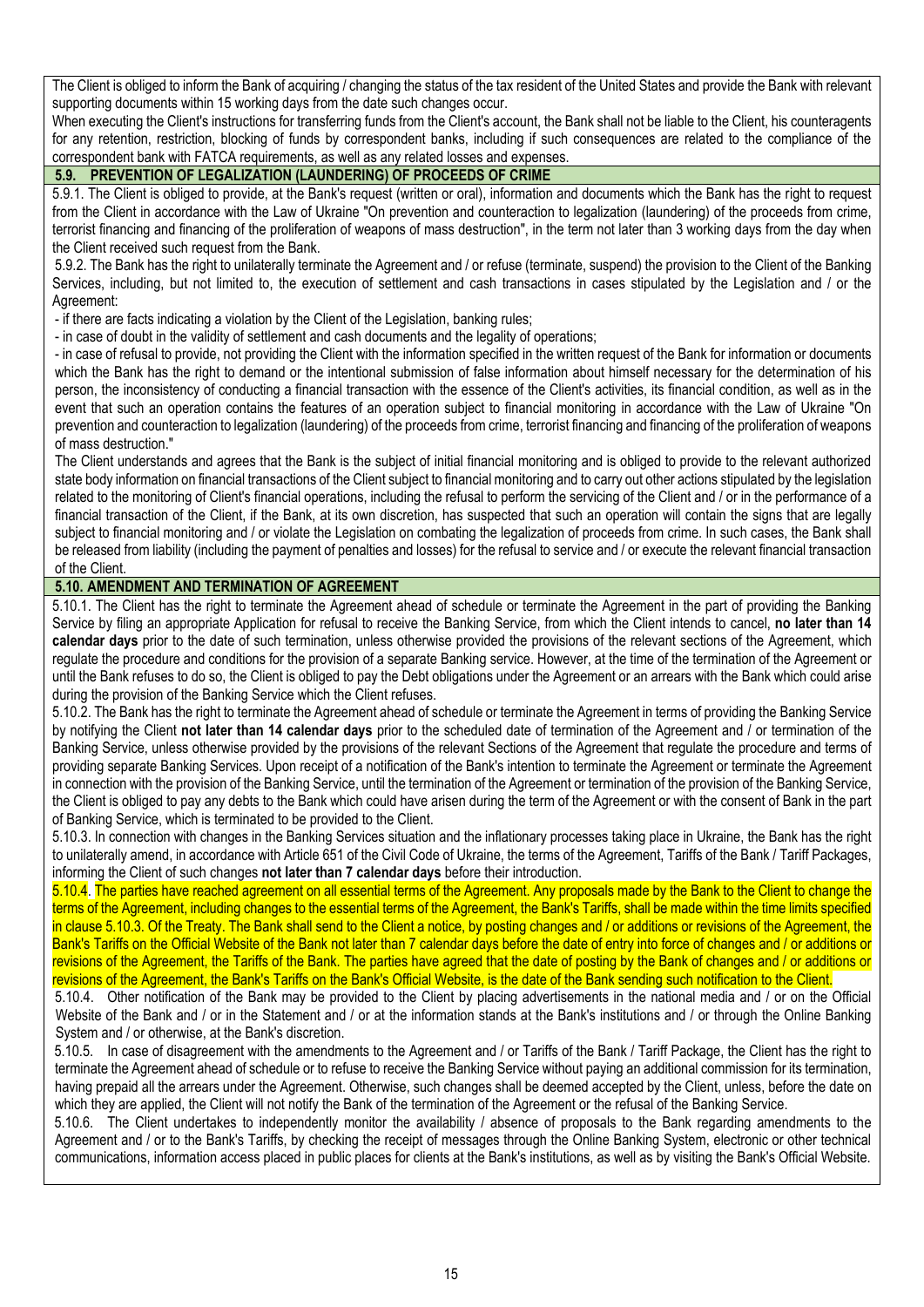The Client is obliged to inform the Bank of acquiring / changing the status of the tax resident of the United States and provide the Bank with relevant supporting documents within 15 working days from the date such changes occur.

When executing the Client's instructions for transferring funds from the Client's account, the Bank shall not be liable to the Client, his counteragents for any retention, restriction, blocking of funds by correspondent banks, including if such consequences are related to the compliance of the correspondent bank with FATCA requirements, as well as any related losses and expenses.

### 5.9. PREVENTION OF LEGALIZATION (LAUNDERING) OF PROCEEDS OF CRIME

5.9.1. The Client is obliged to provide, at the Bank's request (written or oral), information and documents which the Bank has the right to request from the Client in accordance with the Law of Ukraine "On prevention and counteraction to legalization (laundering) of the proceeds from crime, terrorist financing and financing of the proliferation of weapons of mass destruction", in the term not later than 3 working days from the day when the Client received such request from the Bank.

5.9.2. The Bank has the right to unilaterally terminate the Agreement and / or refuse (terminate, suspend) the provision to the Client of the Banking Services, including, but not limited to, the execution of settlement and cash transactions in cases stipulated by the Legislation and / or the Agreement:

- if there are facts indicating a violation by the Client of the Legislation, banking rules;
- in case of doubt in the validity of settlement and cash documents and the legality of operations;
- in case of refusal to provide, not providing the Client with the information specified in the written request of the Bank for information or documents which the Bank has the right to demand or the intentional submission of false information about himself necessary for the determination of his person, the inconsistency of conducting a financial transaction with the essence of the Client's activities, its financial condition, as well as in the event that such an operation contains the features of an operation subject to financial monitoring in accordance with the Law of Ukraine "On prevention and counteraction to legalization (laundering) of the proceeds from crime, terrorist financing and financing of the proliferation of weapons of mass destruction."

The Client understands and agrees that the Bank is the subject of initial financial monitoring and is obliged to provide to the relevant authorized state body information on financial transactions of the Client subject to financial monitoring and to carry out other actions stipulated by the legislation related to the monitoring of Client's financial operations, including the refusal to perform the servicing of the Client and / or in the performance of a financial transaction of the Client, if the Bank, at its own discretion, has suspected that such an operation will contain the signs that are legally subject to financial monitoring and / or violate the Legislation on combating the legalization of proceeds from crime. In such cases, the Bank shall be released from liability (including the payment of penalties and losses) for the refusal to service and / or execute the relevant financial transaction of the Client.

### 5.10. AMENDMENT AND TERMINATION OF AGREEMENT

5.10.1. The Client has the right to terminate the Agreement ahead of schedule or terminate the Agreement in the part of providing the Banking Service by filing an appropriate Application for refusal to receive the Banking Service, from which the Client intends to cancel, **no later than 14 calendar days** prior to the date of such termination, unless otherwise provided the provisions of the relevant sections of the Agreement, which regulate the procedure and conditions for the provision of a separate Banking service. However, at the time of the termination of the Agreement or until the Bank refuses to do so, the Client is obliged to pay the Debt obligations under the Agreement or an arrears with the Bank which could arise during the provision of the Banking Service which the Client refuses.

5.10.2. The Bank has the right to terminate the Agreement ahead of schedule or terminate the Agreement in terms of providing the Banking Service by notifying the Client **not later than 14 calendar days** prior to the scheduled date of termination of the Agreement and / or termination of the Banking Service, unless otherwise provided by the provisions of the relevant Sections of the Agreement that regulate the procedure and terms of providing separate Banking Services. Upon receipt of a notification of the Bank's intention to terminate the Agreement or terminate the Agreement in connection with the provision of the Banking Service, until the termination of the Agreement or termination of the provision of the Banking Service, the Client is obliged to pay any debts to the Bank which could have arisen during the term of the Agreement or with the consent of Bank in the part of Banking Service, which is terminated to be provided to the Client.

5.10.3. In connection with changes in the Banking Services situation and the inflationary processes taking place in Ukraine, the Bank has the right to unilaterally amend, in accordance with Article 651 of the Civil Code of Ukraine, the terms of the Agreement, Tariffs of the Bank / Tariff Packages, informing the Client of such changes **not later than 7 calendar days** before their introduction.

5.10.4. The parties have reached agreement on all essential terms of the Agreement. Any proposals made by the Bank to the Client to change the terms of the Agreement, including changes to the essential terms of the Agreement, the Bank's Tariffs, shall be made within the time limits specified in clause 5.10.3. Of the Treaty. The Bank shall send to the Client a notice, by posting changes and / or additions or revisions of the Agreement, the Bank's Tariffs on the Official Website of the Bank not later than 7 calendar days before the date of entry into force of changes and / or additions or revisions of the Agreement, the Tariffs of the Bank. The parties have agreed that the date of posting by the Bank of changes and / or additions or revisions of the Agreement, the Bank's Tariffs on the Bank's Official Website, is the date of the Bank sending such notification to the Client.

5.10.4. Other notification of the Bank may be provided to the Client by placing advertisements in the national media and / or on the Official Website of the Bank and / or in the Statement and / or at the information stands at the Bank's institutions and / or through the Online Banking System and / or otherwise, at the Bank's discretion.

5.10.5. In case of disagreement with the amendments to the Agreement and / or Tariffs of the Bank / Tariff Package, the Client has the right to terminate the Agreement ahead of schedule or to refuse to receive the Banking Service without paying an additional commission for its termination, having prepaid all the arrears under the Agreement. Otherwise, such changes shall be deemed accepted by the Client, unless, before the date on which they are applied, the Client will not notify the Bank of the termination of the Agreement or the refusal of the Banking Service.

5.10.6. The Client undertakes to independently monitor the availability / absence of proposals to the Bank regarding amendments to the Agreement and / or to the Bank's Tariffs, by checking the receipt of messages through the Online Banking System, electronic or other technical communications, information access placed in public places for clients at the Bank's institutions, as well as by visiting the Bank's Official Website.